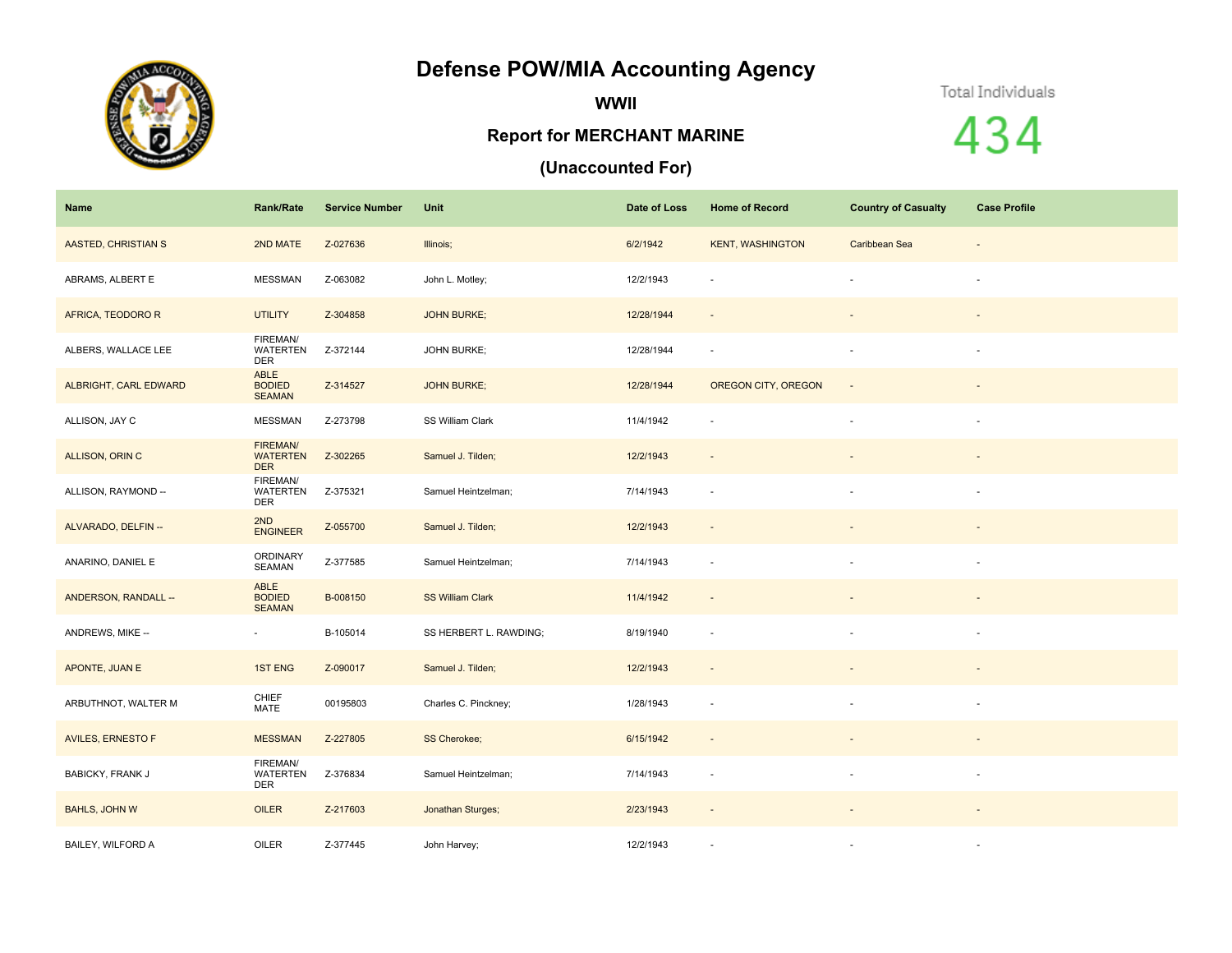# Defense POW/MIA Accounting Agency

## WWII

## Report for MERCHANT MARINE

## (Unaccounted For)

Total Individuals

434

| Name | Rank/Rate | Service Number | Unit | Date of Loss | Home of Record | Country of Casualty | Case Profile |
|---|---|---|---|---|---|---|---|
| AASTED, CHRISTIAN S | 2ND MATE | Z-027636 | Illinois; | 6/2/1942 | KENT, WASHINGTON | Caribbean Sea | - |
| ABRAMS, ALBERT E | MESSMAN | Z-063082 | John L. Motley; | 12/2/1943 | - | - | - |
| AFRICA, TEODORO R | UTILITY | Z-304858 | JOHN BURKE; | 12/28/1944 | - | - | - |
| ALBERS, WALLACE LEE | FIREMAN/ WATERTENDER | Z-372144 | JOHN BURKE; | 12/28/1944 | - | - | - |
| ALBRIGHT, CARL EDWARD | ABLE BODIED SEAMAN | Z-314527 | JOHN BURKE; | 12/28/1944 | OREGON CITY, OREGON | - | - |
| ALLISON, JAY C | MESSMAN | Z-273798 | SS William Clark | 11/4/1942 | - | - | - |
| ALLISON, ORIN C | FIREMAN/ WATERTENDER | Z-302265 | Samuel J. Tilden; | 12/2/1943 | - | - | - |
| ALLISON, RAYMOND -- | FIREMAN/ WATERTENDER | Z-375321 | Samuel Heintzelman; | 7/14/1943 | - | - | - |
| ALVARADO, DELFIN -- | 2ND ENGINEER | Z-055700 | Samuel J. Tilden; | 12/2/1943 | - | - | - |
| ANARINO, DANIEL E | ORDINARY SEAMAN | Z-377585 | Samuel Heintzelman; | 7/14/1943 | - | - | - |
| ANDERSON, RANDALL -- | ABLE BODIED SEAMAN | B-008150 | SS William Clark | 11/4/1942 | - | - | - |
| ANDREWS, MIKE -- | - | B-105014 | SS HERBERT L. RAWDING; | 8/19/1940 | - | - | - |
| APONTE, JUAN E | 1ST ENG | Z-090017 | Samuel J. Tilden; | 12/2/1943 | - | - | - |
| ARBUTHNOT, WALTER M | CHIEF MATE | 00195803 | Charles C. Pinckney; | 1/28/1943 | - | - | - |
| AVILES, ERNESTO F | MESSMAN | Z-227805 | SS Cherokee; | 6/15/1942 | - | - | - |
| BABICKY, FRANK J | FIREMAN/ WATERTENDER | Z-376834 | Samuel Heintzelman; | 7/14/1943 | - | - | - |
| BAHLS, JOHN W | OILER | Z-217603 | Jonathan Sturges; | 2/23/1943 | - | - | - |
| BAILEY, WILFORD A | OILER | Z-377445 | John Harvey; | 12/2/1943 | - | - | - |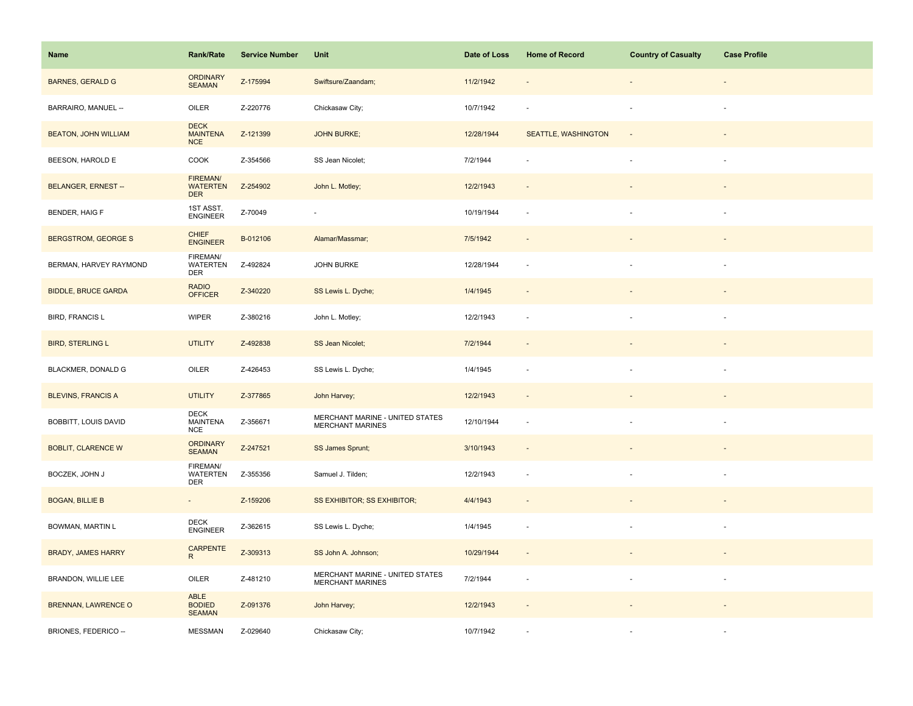| Name | Rank/Rate | Service Number | Unit | Date of Loss | Home of Record | Country of Casualty | Case Profile |
|---|---|---|---|---|---|---|---|
| BARNES, GERALD G | ORDINARY SEAMAN | Z-175994 | Swiftsure/Zaandam; | 11/2/1942 | - | - | - |
| BARRAIRO, MANUEL -- | OILER | Z-220776 | Chickasaw City; | 10/7/1942 | - | - | - |
| BEATON, JOHN WILLIAM | DECK MAINTENANCE | Z-121399 | JOHN BURKE; | 12/28/1944 | SEATTLE, WASHINGTON | - | - |
| BEESON, HAROLD E | COOK | Z-354566 | SS Jean Nicolet; | 7/2/1944 | - | - | - |
| BELANGER, ERNEST -- | FIREMAN/ WATERTENDER | Z-254902 | John L. Motley; | 12/2/1943 | - | - | - |
| BENDER, HAIG F | 1ST ASST. ENGINEER | Z-70049 | - | 10/19/1944 | - | - | - |
| BERGSTROM, GEORGE S | CHIEF ENGINEER | B-012106 | Alamar/Massmar; | 7/5/1942 | - | - | - |
| BERMAN, HARVEY RAYMOND | FIREMAN/ WATERTENDER | Z-492824 | JOHN BURKE | 12/28/1944 | - | - | - |
| BIDDLE, BRUCE GARDA | RADIO OFFICER | Z-340220 | SS Lewis L. Dyche; | 1/4/1945 | - | - | - |
| BIRD, FRANCIS L | WIPER | Z-380216 | John L. Motley; | 12/2/1943 | - | - | - |
| BIRD, STERLING L | UTILITY | Z-492838 | SS Jean Nicolet; | 7/2/1944 | - | - | - |
| BLACKMER, DONALD G | OILER | Z-426453 | SS Lewis L. Dyche; | 1/4/1945 | - | - | - |
| BLEVINS, FRANCIS A | UTILITY | Z-377865 | John Harvey; | 12/2/1943 | - | - | - |
| BOBBITT, LOUIS DAVID | DECK MAINTENANCE | Z-356671 | MERCHANT MARINE - UNITED STATES MERCHANT MARINES | 12/10/1944 | - | - | - |
| BOBLIT, CLARENCE W | ORDINARY SEAMAN | Z-247521 | SS James Sprunt; | 3/10/1943 | - | - | - |
| BOCZEK, JOHN J | FIREMAN/ WATERTENDER | Z-355356 | Samuel J. Tilden; | 12/2/1943 | - | - | - |
| BOGAN, BILLIE B | - | Z-159206 | SS EXHIBITOR; SS EXHIBITOR; | 4/4/1943 | - | - | - |
| BOWMAN, MARTIN L | DECK ENGINEER | Z-362615 | SS Lewis L. Dyche; | 1/4/1945 | - | - | - |
| BRADY, JAMES HARRY | CARPENTER | Z-309313 | SS John A. Johnson; | 10/29/1944 | - | - | - |
| BRANDON, WILLIE LEE | OILER | Z-481210 | MERCHANT MARINE - UNITED STATES MERCHANT MARINES | 7/2/1944 | - | - | - |
| BRENNAN, LAWRENCE O | ABLE BODIED SEAMAN | Z-091376 | John Harvey; | 12/2/1943 | - | - | - |
| BRIONES, FEDERICO -- | MESSMAN | Z-029640 | Chickasaw City; | 10/7/1942 | - | - | - |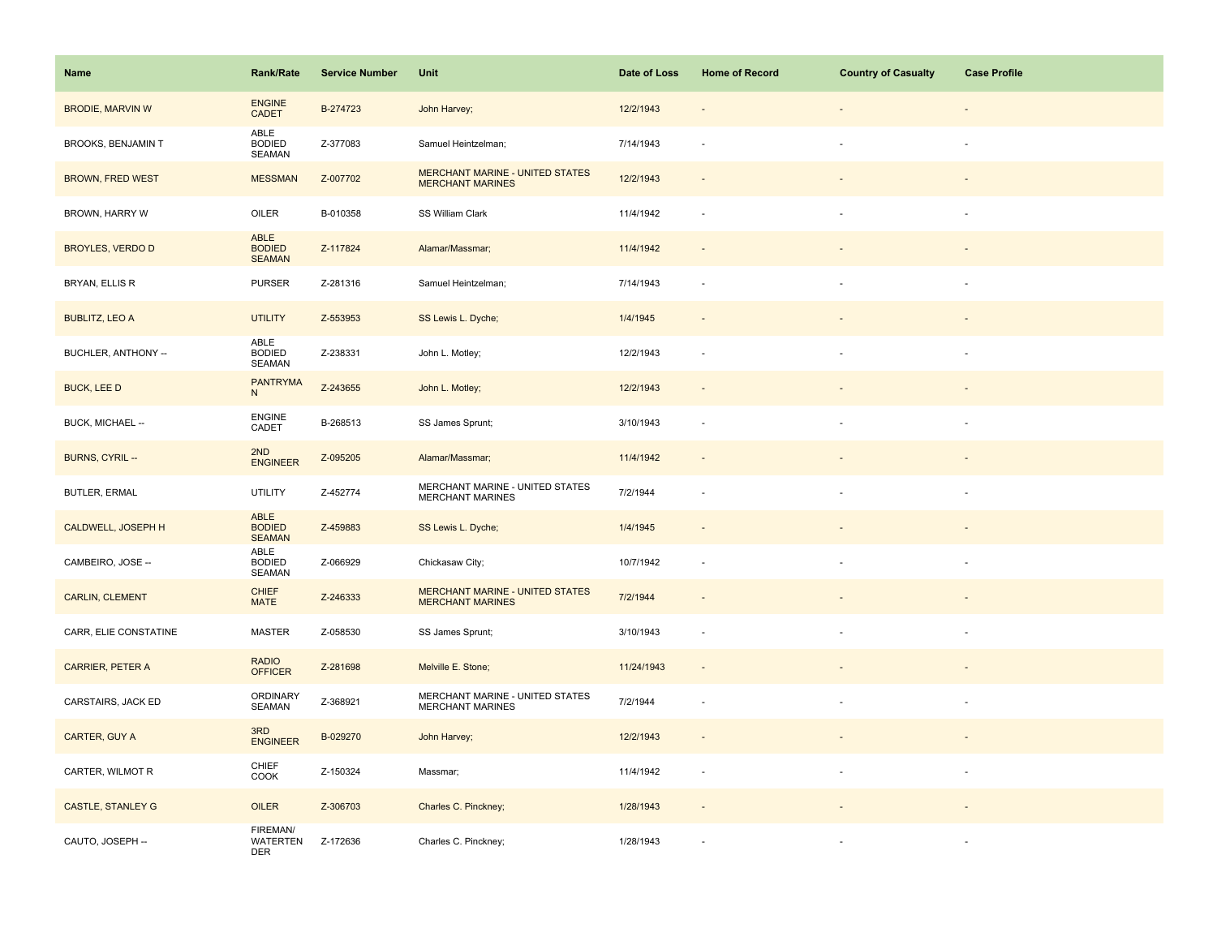| Name | Rank/Rate | Service Number | Unit | Date of Loss | Home of Record | Country of Casualty | Case Profile |
|---|---|---|---|---|---|---|---|
| BRODIE, MARVIN W | ENGINE CADET | B-274723 | John Harvey; | 12/2/1943 | - | - | - |
| BROOKS, BENJAMIN T | ABLE BODIED SEAMAN | Z-377083 | Samuel Heintzelman; | 7/14/1943 | - | - | - |
| BROWN, FRED WEST | MESSMAN | Z-007702 | MERCHANT MARINE - UNITED STATES MERCHANT MARINES | 12/2/1943 | - | - | - |
| BROWN, HARRY W | OILER | B-010358 | SS William Clark | 11/4/1942 | - | - | - |
| BROYLES, VERDO D | ABLE BODIED SEAMAN | Z-117824 | Alamar/Massmar; | 11/4/1942 | - | - | - |
| BRYAN, ELLIS R | PURSER | Z-281316 | Samuel Heintzelman; | 7/14/1943 | - | - | - |
| BUBLITZ, LEO A | UTILITY | Z-553953 | SS Lewis L. Dyche; | 1/4/1945 | - | - | - |
| BUCHLER, ANTHONY -- | ABLE BODIED SEAMAN | Z-238331 | John L. Motley; | 12/2/1943 | - | - | - |
| BUCK, LEE D | PANTRYMAN | Z-243655 | John L. Motley; | 12/2/1943 | - | - | - |
| BUCK, MICHAEL -- | ENGINE CADET | B-268513 | SS James Sprunt; | 3/10/1943 | - | - | - |
| BURNS, CYRIL -- | 2ND ENGINEER | Z-095205 | Alamar/Massmar; | 11/4/1942 | - | - | - |
| BUTLER, ERMAL | UTILITY | Z-452774 | MERCHANT MARINE - UNITED STATES MERCHANT MARINES | 7/2/1944 | - | - | - |
| CALDWELL, JOSEPH H | ABLE BODIED SEAMAN | Z-459883 | SS Lewis L. Dyche; | 1/4/1945 | - | - | - |
| CAMBEIRO, JOSE -- | ABLE BODIED SEAMAN | Z-066929 | Chickasaw City; | 10/7/1942 | - | - | - |
| CARLIN, CLEMENT | CHIEF MATE | Z-246333 | MERCHANT MARINE - UNITED STATES MERCHANT MARINES | 7/2/1944 | - | - | - |
| CARR, ELIE CONSTATINE | MASTER | Z-058530 | SS James Sprunt; | 3/10/1943 | - | - | - |
| CARRIER, PETER A | RADIO OFFICER | Z-281698 | Melville E. Stone; | 11/24/1943 | - | - | - |
| CARSTAIRS, JACK ED | ORDINARY SEAMAN | Z-368921 | MERCHANT MARINE - UNITED STATES MERCHANT MARINES | 7/2/1944 | - | - | - |
| CARTER, GUY A | 3RD ENGINEER | B-029270 | John Harvey; | 12/2/1943 | - | - | - |
| CARTER, WILMOT R | CHIEF COOK | Z-150324 | Massmar; | 11/4/1942 | - | - | - |
| CASTLE, STANLEY G | OILER | Z-306703 | Charles C. Pinckney; | 1/28/1943 | - | - | - |
| CAUTO, JOSEPH -- | FIREMAN/ WATERTENDER | Z-172636 | Charles C. Pinckney; | 1/28/1943 | - | - | - |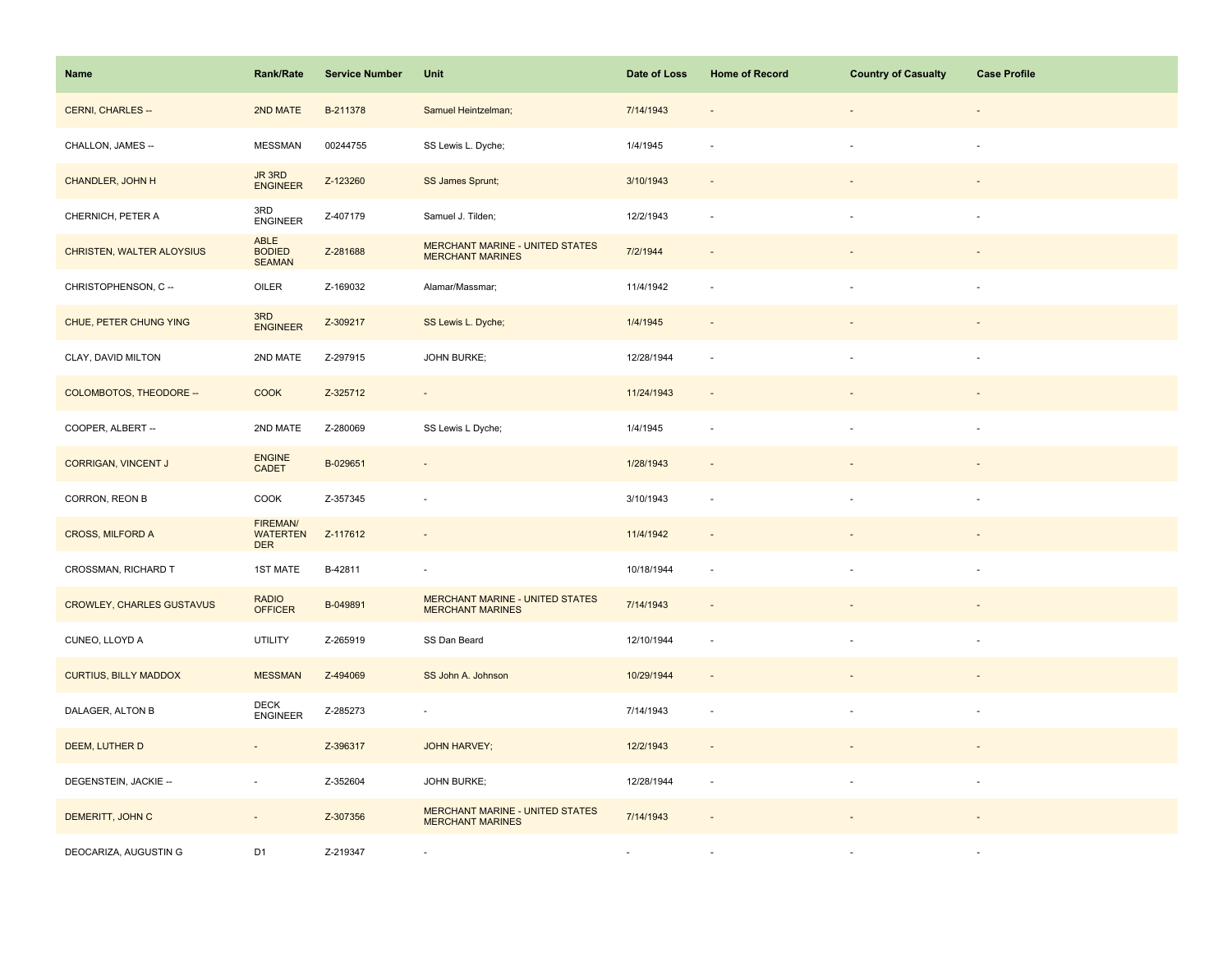| Name | Rank/Rate | Service Number | Unit | Date of Loss | Home of Record | Country of Casualty | Case Profile |
|---|---|---|---|---|---|---|---|
| CERNI, CHARLES -- | 2ND MATE | B-211378 | Samuel Heintzelman; | 7/14/1943 | - | - | - |
| CHALLON, JAMES -- | MESSMAN | 00244755 | SS Lewis L. Dyche; | 1/4/1945 | - | - | - |
| CHANDLER, JOHN H | JR 3RD ENGINEER | Z-123260 | SS James Sprunt; | 3/10/1943 | - | - | - |
| CHERNICH, PETER A | 3RD ENGINEER | Z-407179 | Samuel J. Tilden; | 12/2/1943 | - | - | - |
| CHRISTEN, WALTER ALOYSIUS | ABLE BODIED SEAMAN | Z-281688 | MERCHANT MARINE - UNITED STATES MERCHANT MARINES | 7/2/1944 | - | - | - |
| CHRISTOPHENSON, C -- | OILER | Z-169032 | Alamar/Massmar; | 11/4/1942 | - | - | - |
| CHUE, PETER CHUNG YING | 3RD ENGINEER | Z-309217 | SS Lewis L. Dyche; | 1/4/1945 | - | - | - |
| CLAY, DAVID MILTON | 2ND MATE | Z-297915 | JOHN BURKE; | 12/28/1944 | - | - | - |
| COLOMBOTOS, THEODORE -- | COOK | Z-325712 | - | 11/24/1943 | - | - | - |
| COOPER, ALBERT -- | 2ND MATE | Z-280069 | SS Lewis L Dyche; | 1/4/1945 | - | - | - |
| CORRIGAN, VINCENT J | ENGINE CADET | B-029651 | - | 1/28/1943 | - | - | - |
| CORRON, REON B | COOK | Z-357345 | - | 3/10/1943 | - | - | - |
| CROSS, MILFORD A | FIREMAN/ WATERTENDER | Z-117612 | - | 11/4/1942 | - | - | - |
| CROSSMAN, RICHARD T | 1ST MATE | B-42811 | - | 10/18/1944 | - | - | - |
| CROWLEY, CHARLES GUSTAVUS | RADIO OFFICER | B-049891 | MERCHANT MARINE - UNITED STATES MERCHANT MARINES | 7/14/1943 | - | - | - |
| CUNEO, LLOYD A | UTILITY | Z-265919 | SS Dan Beard | 12/10/1944 | - | - | - |
| CURTIUS, BILLY MADDOX | MESSMAN | Z-494069 | SS John A. Johnson | 10/29/1944 | - | - | - |
| DALAGER, ALTON B | DECK ENGINEER | Z-285273 | - | 7/14/1943 | - | - | - |
| DEEM, LUTHER D | - | Z-396317 | JOHN HARVEY; | 12/2/1943 | - | - | - |
| DEGENSTEIN, JACKIE -- | - | Z-352604 | JOHN BURKE; | 12/28/1944 | - | - | - |
| DEMERITT, JOHN C | - | Z-307356 | MERCHANT MARINE - UNITED STATES MERCHANT MARINES | 7/14/1943 | - | - | - |
| DEOCARIZA, AUGUSTIN G | D1 | Z-219347 | - | - | - | - | - |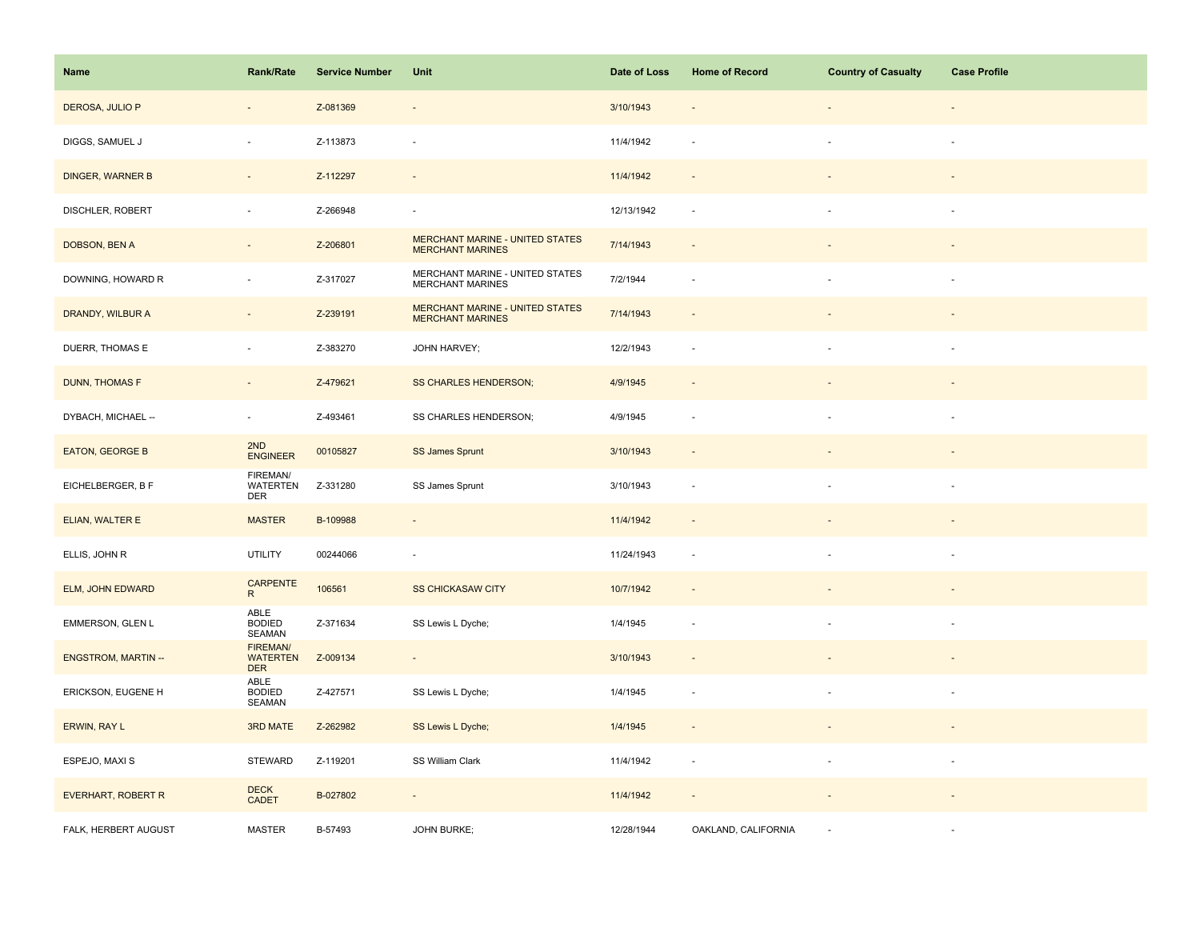| Name | Rank/Rate | Service Number | Unit | Date of Loss | Home of Record | Country of Casualty | Case Profile |
| --- | --- | --- | --- | --- | --- | --- | --- |
| DEROSA, JULIO P | - | Z-081369 | - | 3/10/1943 | - | - | - |
| DIGGS, SAMUEL J | - | Z-113873 | - | 11/4/1942 | - | - | - |
| DINGER, WARNER B | - | Z-112297 | - | 11/4/1942 | - | - | - |
| DISCHLER, ROBERT | - | Z-266948 | - | 12/13/1942 | - | - | - |
| DOBSON, BEN A | - | Z-206801 | MERCHANT MARINE - UNITED STATES MERCHANT MARINES | 7/14/1943 | - | - | - |
| DOWNING, HOWARD R | - | Z-317027 | MERCHANT MARINE - UNITED STATES MERCHANT MARINES | 7/2/1944 | - | - | - |
| DRANDY, WILBUR A | - | Z-239191 | MERCHANT MARINE - UNITED STATES MERCHANT MARINES | 7/14/1943 | - | - | - |
| DUERR, THOMAS E | - | Z-383270 | JOHN HARVEY; | 12/2/1943 | - | - | - |
| DUNN, THOMAS F | - | Z-479621 | SS CHARLES HENDERSON; | 4/9/1945 | - | - | - |
| DYBACH, MICHAEL -- | - | Z-493461 | SS CHARLES HENDERSON; | 4/9/1945 | - | - | - |
| EATON, GEORGE B | 2ND ENGINEER | 00105827 | SS James Sprunt | 3/10/1943 | - | - | - |
| EICHELBERGER, B F | FIREMAN/ WATERTENDER | Z-331280 | SS James Sprunt | 3/10/1943 | - | - | - |
| ELIAN, WALTER E | MASTER | B-109988 | - | 11/4/1942 | - | - | - |
| ELLIS, JOHN R | UTILITY | 00244066 | - | 11/24/1943 | - | - | - |
| ELM, JOHN EDWARD | CARPENTER | 106561 | SS CHICKASAW CITY | 10/7/1942 | - | - | - |
| EMMERSON, GLEN L | ABLE BODIED SEAMAN | Z-371634 | SS Lewis L Dyche; | 1/4/1945 | - | - | - |
| ENGSTROM, MARTIN -- | FIREMAN/ WATERTENDER | Z-009134 | - | 3/10/1943 | - | - | - |
| ERICKSON, EUGENE H | ABLE BODIED SEAMAN | Z-427571 | SS Lewis L Dyche; | 1/4/1945 | - | - | - |
| ERWIN, RAY L | 3RD MATE | Z-262982 | SS Lewis L Dyche; | 1/4/1945 | - | - | - |
| ESPEJO, MAXI S | STEWARD | Z-119201 | SS William Clark | 11/4/1942 | - | - | - |
| EVERHART, ROBERT R | DECK CADET | B-027802 | - | 11/4/1942 | - | - | - |
| FALK, HERBERT AUGUST | MASTER | B-57493 | JOHN BURKE; | 12/28/1944 | OAKLAND, CALIFORNIA | - | - |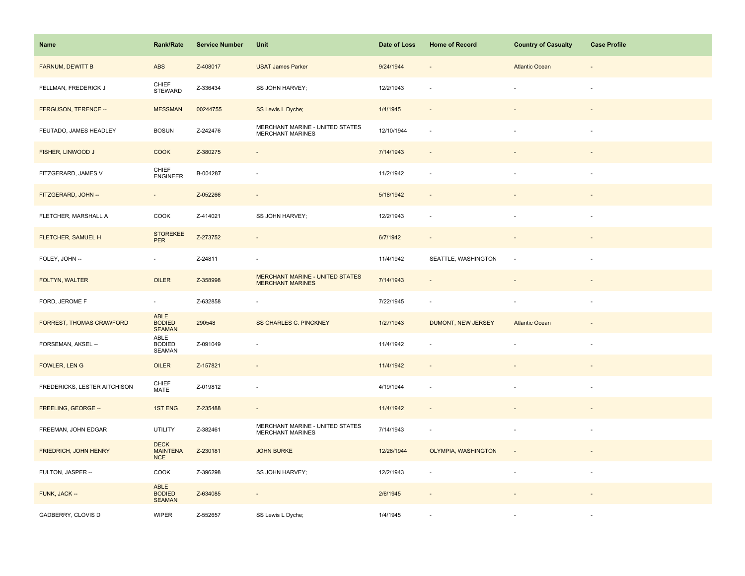| Name | Rank/Rate | Service Number | Unit | Date of Loss | Home of Record | Country of Casualty | Case Profile |
| --- | --- | --- | --- | --- | --- | --- | --- |
| FARNUM, DEWITT B | ABS | Z-408017 | USAT James Parker | 9/24/1944 | - | Atlantic Ocean | - |
| FELLMAN, FREDERICK J | CHIEF STEWARD | Z-336434 | SS JOHN HARVEY; | 12/2/1943 | - | - | - |
| FERGUSON, TERENCE -- | MESSMAN | 00244755 | SS Lewis L Dyche; | 1/4/1945 | - | - | - |
| FEUTADO, JAMES HEADLEY | BOSUN | Z-242476 | MERCHANT MARINE - UNITED STATES MERCHANT MARINES | 12/10/1944 | - | - | - |
| FISHER, LINWOOD J | COOK | Z-380275 | - | 7/14/1943 | - | - | - |
| FITZGERARD, JAMES V | CHIEF ENGINEER | B-004287 | - | 11/2/1942 | - | - | - |
| FITZGERARD, JOHN -- | - | Z-052266 | - | 5/18/1942 | - | - | - |
| FLETCHER, MARSHALL A | COOK | Z-414021 | SS JOHN HARVEY; | 12/2/1943 | - | - | - |
| FLETCHER, SAMUEL H | STOREKEEPER | Z-273752 | - | 6/7/1942 | - | - | - |
| FOLEY, JOHN -- | - | Z-24811 | - | 11/4/1942 | SEATTLE, WASHINGTON | - | - |
| FOLTYN, WALTER | OILER | Z-358998 | MERCHANT MARINE - UNITED STATES MERCHANT MARINES | 7/14/1943 | - | - | - |
| FORD, JEROME F | - | Z-632858 | - | 7/22/1945 | - | - | - |
| FORREST, THOMAS CRAWFORD | ABLE BODIED SEAMAN | 290548 | SS CHARLES C. PINCKNEY | 1/27/1943 | DUMONT, NEW JERSEY | Atlantic Ocean | - |
| FORSEMAN, AKSEL -- | ABLE BODIED SEAMAN | Z-091049 | - | 11/4/1942 | - | - | - |
| FOWLER, LEN G | OILER | Z-157821 | - | 11/4/1942 | - | - | - |
| FREDERICKS, LESTER AITCHISON | CHIEF MATE | Z-019812 | - | 4/19/1944 | - | - | - |
| FREELING, GEORGE -- | 1ST ENG | Z-235488 | - | 11/4/1942 | - | - | - |
| FREEMAN, JOHN EDGAR | UTILITY | Z-382461 | MERCHANT MARINE - UNITED STATES MERCHANT MARINES | 7/14/1943 | - | - | - |
| FRIEDRICH, JOHN HENRY | DECK MAINTENANCE | Z-230181 | JOHN BURKE | 12/28/1944 | OLYMPIA, WASHINGTON | - | - |
| FULTON, JASPER -- | COOK | Z-396298 | SS JOHN HARVEY; | 12/2/1943 | - | - | - |
| FUNK, JACK -- | ABLE BODIED SEAMAN | Z-634085 | - | 2/6/1945 | - | - | - |
| GADBERRY, CLOVIS D | WIPER | Z-552657 | SS Lewis L Dyche; | 1/4/1945 | - | - | - |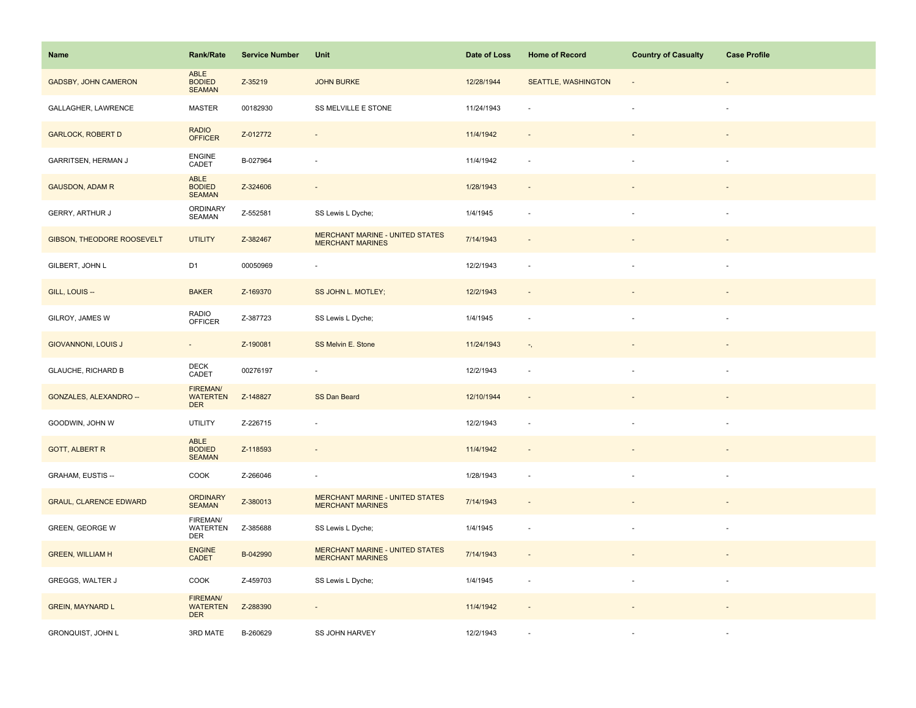| Name | Rank/Rate | Service Number | Unit | Date of Loss | Home of Record | Country of Casualty | Case Profile |
|---|---|---|---|---|---|---|---|
| GADSBY, JOHN CAMERON | ABLE BODIED SEAMAN | Z-35219 | JOHN BURKE | 12/28/1944 | SEATTLE, WASHINGTON | - | - |
| GALLAGHER, LAWRENCE | MASTER | 00182930 | SS MELVILLE E STONE | 11/24/1943 | - | - | - |
| GARLOCK, ROBERT D | RADIO OFFICER | Z-012772 | - | 11/4/1942 | - | - | - |
| GARRITSEN, HERMAN J | ENGINE CADET | B-027964 | - | 11/4/1942 | - | - | - |
| GAUSDON, ADAM R | ABLE BODIED SEAMAN | Z-324606 | - | 1/28/1943 | - | - | - |
| GERRY, ARTHUR J | ORDINARY SEAMAN | Z-552581 | SS Lewis L Dyche; | 1/4/1945 | - | - | - |
| GIBSON, THEODORE ROOSEVELT | UTILITY | Z-382467 | MERCHANT MARINE - UNITED STATES MERCHANT MARINES | 7/14/1943 | - | - | - |
| GILBERT, JOHN L | D1 | 00050969 | - | 12/2/1943 | - | - | - |
| GILL, LOUIS -- | BAKER | Z-169370 | SS JOHN L. MOTLEY; | 12/2/1943 | - | - | - |
| GILROY, JAMES W | RADIO OFFICER | Z-387723 | SS Lewis L Dyche; | 1/4/1945 | - | - | - |
| GIOVANNONI, LOUIS J | - | Z-190081 | SS Melvin E. Stone | 11/24/1943 | -, | - | - |
| GLAUCHE, RICHARD B | DECK CADET | 00276197 | - | 12/2/1943 | - | - | - |
| GONZALES, ALEXANDRO -- | FIREMAN/ WATERTENDER | Z-148827 | SS Dan Beard | 12/10/1944 | - | - | - |
| GOODWIN, JOHN W | UTILITY | Z-226715 | - | 12/2/1943 | - | - | - |
| GOTT, ALBERT R | ABLE BODIED SEAMAN | Z-118593 | - | 11/4/1942 | - | - | - |
| GRAHAM, EUSTIS -- | COOK | Z-266046 | - | 1/28/1943 | - | - | - |
| GRAUL, CLARENCE EDWARD | ORDINARY SEAMAN | Z-380013 | MERCHANT MARINE - UNITED STATES MERCHANT MARINES | 7/14/1943 | - | - | - |
| GREEN, GEORGE W | FIREMAN/ WATERTENDER | Z-385688 | SS Lewis L Dyche; | 1/4/1945 | - | - | - |
| GREEN, WILLIAM H | ENGINE CADET | B-042990 | MERCHANT MARINE - UNITED STATES MERCHANT MARINES | 7/14/1943 | - | - | - |
| GREGGS, WALTER J | COOK | Z-459703 | SS Lewis L Dyche; | 1/4/1945 | - | - | - |
| GREIN, MAYNARD L | FIREMAN/ WATERTENDER | Z-288390 | - | 11/4/1942 | - | - | - |
| GRONQUIST, JOHN L | 3RD MATE | B-260629 | SS JOHN HARVEY | 12/2/1943 | - | - | - |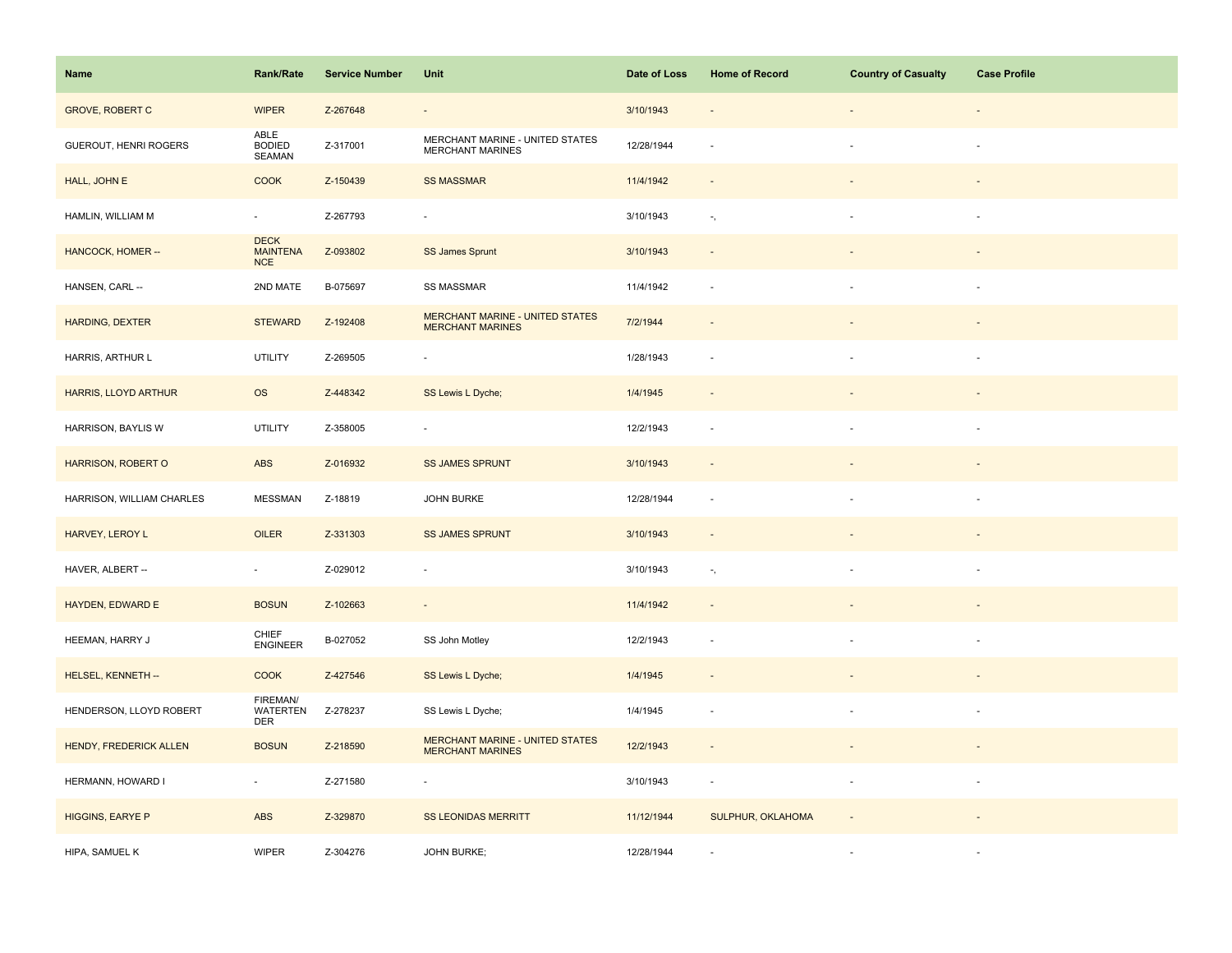| Name | Rank/Rate | Service Number | Unit | Date of Loss | Home of Record | Country of Casualty | Case Profile |
|---|---|---|---|---|---|---|---|
| GROVE, ROBERT C | WIPER | Z-267648 | - | 3/10/1943 | - | - | - |
| GUEROUT, HENRI ROGERS | ABLE BODIED SEAMAN | Z-317001 | MERCHANT MARINE - UNITED STATES MERCHANT MARINES | 12/28/1944 | - | - | - |
| HALL, JOHN E | COOK | Z-150439 | SS MASSMAR | 11/4/1942 | - | - | - |
| HAMLIN, WILLIAM M | - | Z-267793 | - | 3/10/1943 | -, | - | - |
| HANCOCK, HOMER -- | DECK MAINTENANCE | Z-093802 | SS James Sprunt | 3/10/1943 | - | - | - |
| HANSEN, CARL -- | 2ND MATE | B-075697 | SS MASSMAR | 11/4/1942 | - | - | - |
| HARDING, DEXTER | STEWARD | Z-192408 | MERCHANT MARINE - UNITED STATES MERCHANT MARINES | 7/2/1944 | - | - | - |
| HARRIS, ARTHUR L | UTILITY | Z-269505 | - | 1/28/1943 | - | - | - |
| HARRIS, LLOYD ARTHUR | OS | Z-448342 | SS Lewis L Dyche; | 1/4/1945 | - | - | - |
| HARRISON, BAYLIS W | UTILITY | Z-358005 | - | 12/2/1943 | - | - | - |
| HARRISON, ROBERT O | ABS | Z-016932 | SS JAMES SPRUNT | 3/10/1943 | - | - | - |
| HARRISON, WILLIAM CHARLES | MESSMAN | Z-18819 | JOHN BURKE | 12/28/1944 | - | - | - |
| HARVEY, LEROY L | OILER | Z-331303 | SS JAMES SPRUNT | 3/10/1943 | - | - | - |
| HAVER, ALBERT -- | - | Z-029012 | - | 3/10/1943 | -, | - | - |
| HAYDEN, EDWARD E | BOSUN | Z-102663 | - | 11/4/1942 | - | - | - |
| HEEMAN, HARRY J | CHIEF ENGINEER | B-027052 | SS John Motley | 12/2/1943 | - | - | - |
| HELSEL, KENNETH -- | COOK | Z-427546 | SS Lewis L Dyche; | 1/4/1945 | - | - | - |
| HENDERSON, LLOYD ROBERT | FIREMAN/ WATERTENDER | Z-278237 | SS Lewis L Dyche; | 1/4/1945 | - | - | - |
| HENDY, FREDERICK ALLEN | BOSUN | Z-218590 | MERCHANT MARINE - UNITED STATES MERCHANT MARINES | 12/2/1943 | - | - | - |
| HERMANN, HOWARD I | - | Z-271580 | - | 3/10/1943 | - | - | - |
| HIGGINS, EARYE P | ABS | Z-329870 | SS LEONIDAS MERRITT | 11/12/1944 | SULPHUR, OKLAHOMA | - | - |
| HIPA, SAMUEL K | WIPER | Z-304276 | JOHN BURKE; | 12/28/1944 | - | - | - |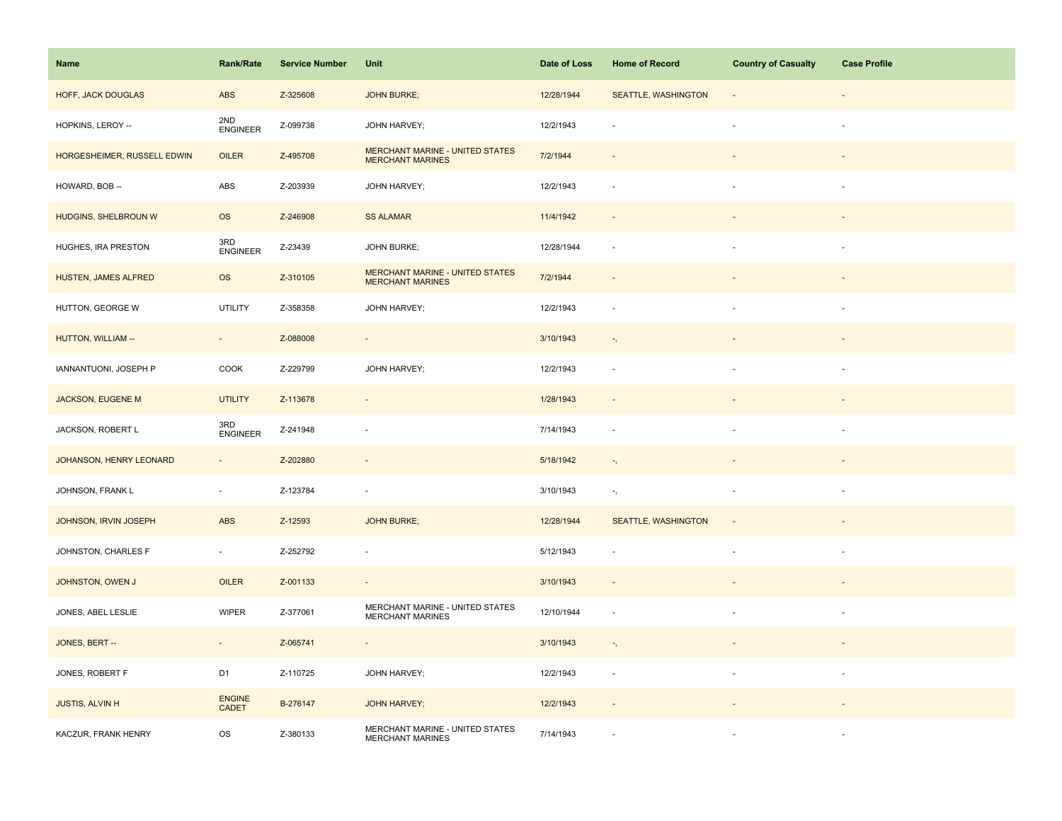| Name | Rank/Rate | Service Number | Unit | Date of Loss | Home of Record | Country of Casualty | Case Profile |
|---|---|---|---|---|---|---|---|
| HOFF, JACK DOUGLAS | ABS | Z-325608 | JOHN BURKE; | 12/28/1944 | SEATTLE, WASHINGTON | - | - |
| HOPKINS, LEROY -- | 2ND ENGINEER | Z-099738 | JOHN HARVEY; | 12/2/1943 | - | - | - |
| HORGESHEIMER, RUSSELL EDWIN | OILER | Z-495708 | MERCHANT MARINE - UNITED STATES MERCHANT MARINES | 7/2/1944 | - | - | - |
| HOWARD, BOB -- | ABS | Z-203939 | JOHN HARVEY; | 12/2/1943 | - | - | - |
| HUDGINS, SHELBROUN W | OS | Z-246908 | SS ALAMAR | 11/4/1942 | - | - | - |
| HUGHES, IRA PRESTON | 3RD ENGINEER | Z-23439 | JOHN BURKE; | 12/28/1944 | - | - | - |
| HUSTEN, JAMES ALFRED | OS | Z-310105 | MERCHANT MARINE - UNITED STATES MERCHANT MARINES | 7/2/1944 | - | - | - |
| HUTTON, GEORGE W | UTILITY | Z-358358 | JOHN HARVEY; | 12/2/1943 | - | - | - |
| HUTTON, WILLIAM -- | - | Z-088008 | - | 3/10/1943 | -, | - | - |
| IANNANTUONI, JOSEPH P | COOK | Z-229799 | JOHN HARVEY; | 12/2/1943 | - | - | - |
| JACKSON, EUGENE M | UTILITY | Z-113678 | - | 1/28/1943 | - | - | - |
| JACKSON, ROBERT L | 3RD ENGINEER | Z-241948 | - | 7/14/1943 | - | - | - |
| JOHANSON, HENRY LEONARD | - | Z-202880 | - | 5/18/1942 | -, | - | - |
| JOHNSON, FRANK L | - | Z-123784 | - | 3/10/1943 | -, | - | - |
| JOHNSON, IRVIN JOSEPH | ABS | Z-12593 | JOHN BURKE; | 12/28/1944 | SEATTLE, WASHINGTON | - | - |
| JOHNSTON, CHARLES F | - | Z-252792 | - | 5/12/1943 | - | - | - |
| JOHNSTON, OWEN J | OILER | Z-001133 | - | 3/10/1943 | - | - | - |
| JONES, ABEL LESLIE | WIPER | Z-377061 | MERCHANT MARINE - UNITED STATES MERCHANT MARINES | 12/10/1944 | - | - | - |
| JONES, BERT -- | - | Z-065741 | - | 3/10/1943 | -, | - | - |
| JONES, ROBERT F | D1 | Z-110725 | JOHN HARVEY; | 12/2/1943 | - | - | - |
| JUSTIS, ALVIN H | ENGINE CADET | B-276147 | JOHN HARVEY; | 12/2/1943 | - | - | - |
| KACZUR, FRANK HENRY | OS | Z-380133 | MERCHANT MARINE - UNITED STATES MERCHANT MARINES | 7/14/1943 | - | - | - |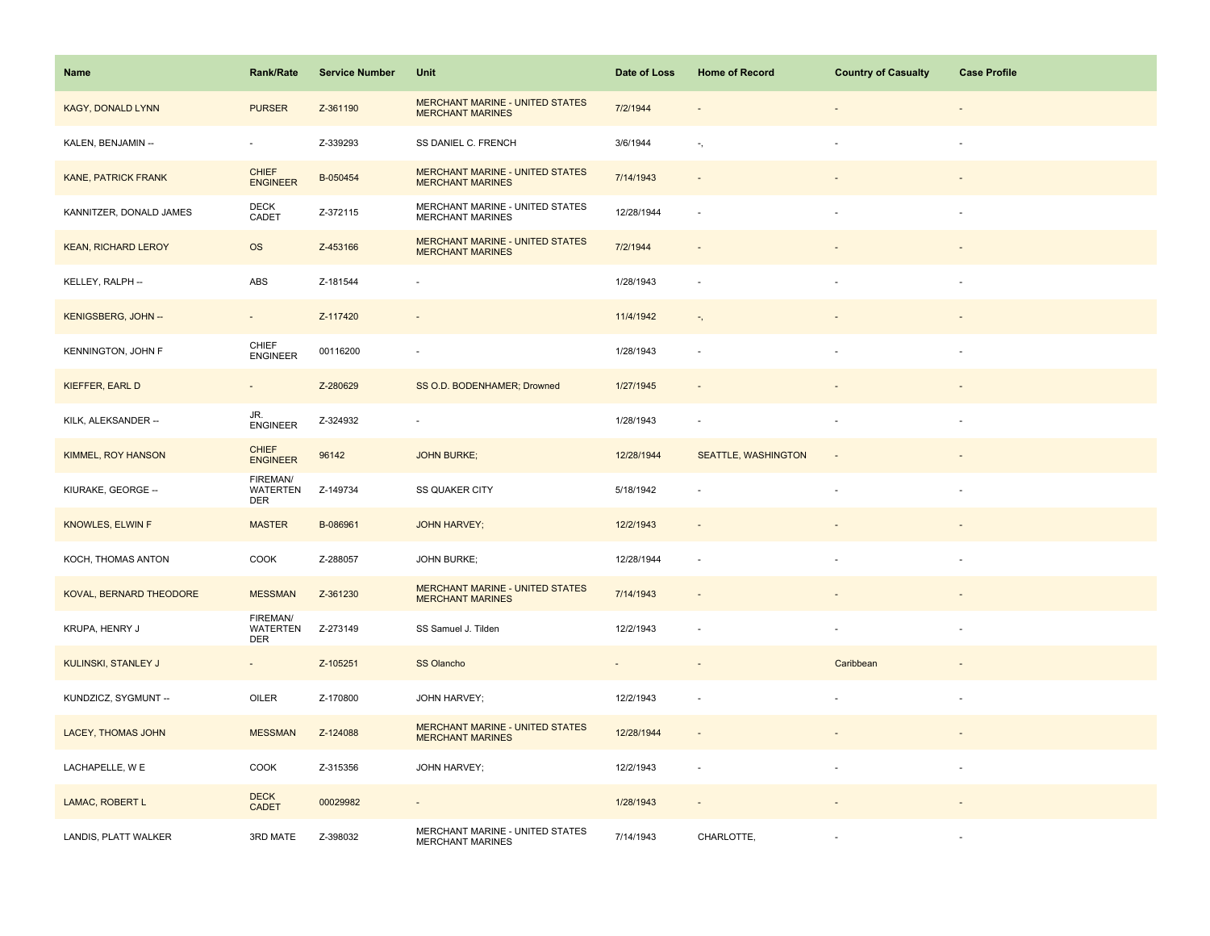| Name | Rank/Rate | Service Number | Unit | Date of Loss | Home of Record | Country of Casualty | Case Profile |
|---|---|---|---|---|---|---|---|
| KAGY, DONALD LYNN | PURSER | Z-361190 | MERCHANT MARINE - UNITED STATES MERCHANT MARINES | 7/2/1944 | - | - | - |
| KALEN, BENJAMIN -- | - | Z-339293 | SS DANIEL C. FRENCH | 3/6/1944 | -, | - | - |
| KANE, PATRICK FRANK | CHIEF ENGINEER | B-050454 | MERCHANT MARINE - UNITED STATES MERCHANT MARINES | 7/14/1943 | - | - | - |
| KANNITZER, DONALD JAMES | DECK CADET | Z-372115 | MERCHANT MARINE - UNITED STATES MERCHANT MARINES | 12/28/1944 | - | - | - |
| KEAN, RICHARD LEROY | OS | Z-453166 | MERCHANT MARINE - UNITED STATES MERCHANT MARINES | 7/2/1944 | - | - | - |
| KELLEY, RALPH -- | ABS | Z-181544 | - | 1/28/1943 | - | - | - |
| KENIGSBERG, JOHN -- | - | Z-117420 | - | 11/4/1942 | -, | - | - |
| KENNINGTON, JOHN F | CHIEF ENGINEER | 00116200 | - | 1/28/1943 | - | - | - |
| KIEFFER, EARL D | - | Z-280629 | SS O.D. BODENHAMER; Drowned | 1/27/1945 | - | - | - |
| KILK, ALEKSANDER -- | JR. ENGINEER | Z-324932 | - | 1/28/1943 | - | - | - |
| KIMMEL, ROY HANSON | CHIEF ENGINEER | 96142 | JOHN BURKE; | 12/28/1944 | SEATTLE, WASHINGTON | - | - |
| KIURAKE, GEORGE -- | FIREMAN/ WATERTENDER | Z-149734 | SS QUAKER CITY | 5/18/1942 | - | - | - |
| KNOWLES, ELWIN F | MASTER | B-086961 | JOHN HARVEY; | 12/2/1943 | - | - | - |
| KOCH, THOMAS ANTON | COOK | Z-288057 | JOHN BURKE; | 12/28/1944 | - | - | - |
| KOVAL, BERNARD THEODORE | MESSMAN | Z-361230 | MERCHANT MARINE - UNITED STATES MERCHANT MARINES | 7/14/1943 | - | - | - |
| KRUPA, HENRY J | FIREMAN/ WATERTENDER | Z-273149 | SS Samuel J. Tilden | 12/2/1943 | - | - | - |
| KULINSKI, STANLEY J | - | Z-105251 | SS Olancho | - | - | Caribbean | - |
| KUNDZICZ, SYGMUNT -- | OILER | Z-170800 | JOHN HARVEY; | 12/2/1943 | - | - | - |
| LACEY, THOMAS JOHN | MESSMAN | Z-124088 | MERCHANT MARINE - UNITED STATES MERCHANT MARINES | 12/28/1944 | - | - | - |
| LACHAPELLE, W E | COOK | Z-315356 | JOHN HARVEY; | 12/2/1943 | - | - | - |
| LAMAC, ROBERT L | DECK CADET | 00029982 | - | 1/28/1943 | - | - | - |
| LANDIS, PLATT WALKER | 3RD MATE | Z-398032 | MERCHANT MARINE - UNITED STATES MERCHANT MARINES | 7/14/1943 | CHARLOTTE, | - | - |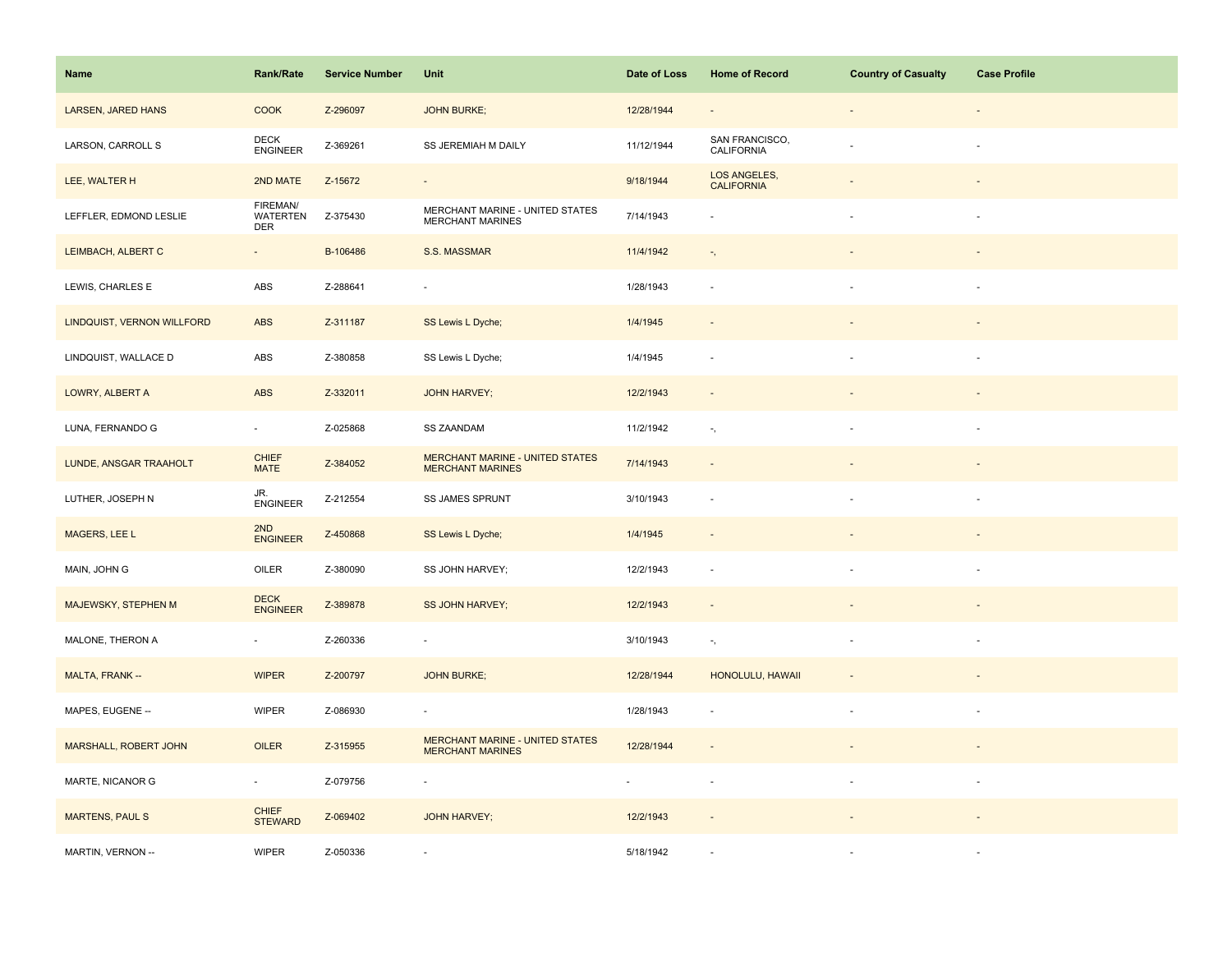| Name | Rank/Rate | Service Number | Unit | Date of Loss | Home of Record | Country of Casualty | Case Profile |
| --- | --- | --- | --- | --- | --- | --- | --- |
| LARSEN, JARED HANS | COOK | Z-296097 | JOHN BURKE; | 12/28/1944 | - | - | - |
| LARSON, CARROLL S | DECK ENGINEER | Z-369261 | SS JEREMIAH M DAILY | 11/12/1944 | SAN FRANCISCO, CALIFORNIA | - | - |
| LEE, WALTER H | 2ND MATE | Z-15672 | - | 9/18/1944 | LOS ANGELES, CALIFORNIA | - | - |
| LEFFLER, EDMOND LESLIE | FIREMAN/ WATERTEN DER | Z-375430 | MERCHANT MARINE - UNITED STATES MERCHANT MARINES | 7/14/1943 | - | - | - |
| LEIMBACH, ALBERT C | - | B-106486 | S.S. MASSMAR | 11/4/1942 | -, | - | - |
| LEWIS, CHARLES E | ABS | Z-288641 | - | 1/28/1943 | - | - | - |
| LINDQUIST, VERNON WILLFORD | ABS | Z-311187 | SS Lewis L Dyche; | 1/4/1945 | - | - | - |
| LINDQUIST, WALLACE D | ABS | Z-380858 | SS Lewis L Dyche; | 1/4/1945 | - | - | - |
| LOWRY, ALBERT A | ABS | Z-332011 | JOHN HARVEY; | 12/2/1943 | - | - | - |
| LUNA, FERNANDO G | - | Z-025868 | SS ZAANDAM | 11/2/1942 | -, | - | - |
| LUNDE, ANSGAR TRAAHOLT | CHIEF MATE | Z-384052 | MERCHANT MARINE - UNITED STATES MERCHANT MARINES | 7/14/1943 | - | - | - |
| LUTHER, JOSEPH N | JR. ENGINEER | Z-212554 | SS JAMES SPRUNT | 3/10/1943 | - | - | - |
| MAGERS, LEE L | 2ND ENGINEER | Z-450868 | SS Lewis L Dyche; | 1/4/1945 | - | - | - |
| MAIN, JOHN G | OILER | Z-380090 | SS JOHN HARVEY; | 12/2/1943 | - | - | - |
| MAJEWSKY, STEPHEN M | DECK ENGINEER | Z-389878 | SS JOHN HARVEY; | 12/2/1943 | - | - | - |
| MALONE, THERON A | - | Z-260336 | - | 3/10/1943 | -, | - | - |
| MALTA, FRANK -- | WIPER | Z-200797 | JOHN BURKE; | 12/28/1944 | HONOLULU, HAWAII | - | - |
| MAPES, EUGENE -- | WIPER | Z-086930 | - | 1/28/1943 | - | - | - |
| MARSHALL, ROBERT JOHN | OILER | Z-315955 | MERCHANT MARINE - UNITED STATES MERCHANT MARINES | 12/28/1944 | - | - | - |
| MARTE, NICANOR G | - | Z-079756 | - | - | - | - | - |
| MARTENS, PAUL S | CHIEF STEWARD | Z-069402 | JOHN HARVEY; | 12/2/1943 | - | - | - |
| MARTIN, VERNON -- | WIPER | Z-050336 | - | 5/18/1942 | - | - | - |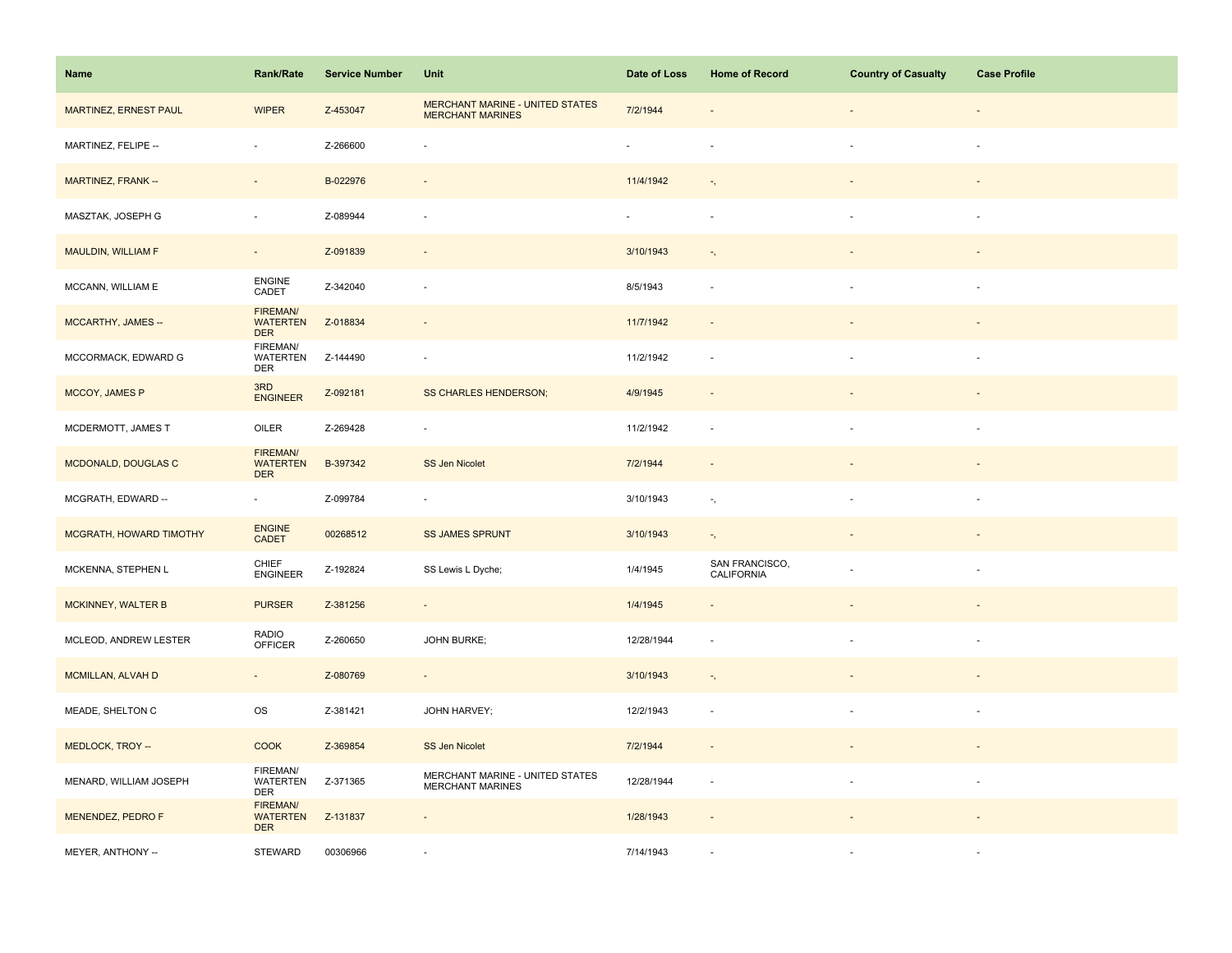| Name | Rank/Rate | Service Number | Unit | Date of Loss | Home of Record | Country of Casualty | Case Profile |
|---|---|---|---|---|---|---|---|
| MARTINEZ, ERNEST PAUL | WIPER | Z-453047 | MERCHANT MARINE - UNITED STATES MERCHANT MARINES | 7/2/1944 | - | - | - |
| MARTINEZ, FELIPE -- | - | Z-266600 | - | - | - | - | - |
| MARTINEZ, FRANK -- | - | B-022976 | - | 11/4/1942 | -, | - | - |
| MASZTAK, JOSEPH G | - | Z-089944 | - | - | - | - | - |
| MAULDIN, WILLIAM F | - | Z-091839 | - | 3/10/1943 | -, | - | - |
| MCCANN, WILLIAM E | ENGINE CADET | Z-342040 | - | 8/5/1943 | - | - | - |
| MCCARTHY, JAMES -- | FIREMAN/ WATERTEN DER | Z-018834 | - | 11/7/1942 | - | - | - |
| MCCORMACK, EDWARD G | FIREMAN/ WATERTEN DER | Z-144490 | - | 11/2/1942 | - | - | - |
| MCCOY, JAMES P | 3RD ENGINEER | Z-092181 | SS CHARLES HENDERSON; | 4/9/1945 | - | - | - |
| MCDERMOTT, JAMES T | OILER | Z-269428 | - | 11/2/1942 | - | - | - |
| MCDONALD, DOUGLAS C | FIREMAN/ WATERTEN DER | B-397342 | SS Jen Nicolet | 7/2/1944 | - | - | - |
| MCGRATH, EDWARD -- | - | Z-099784 | - | 3/10/1943 | -, | - | - |
| MCGRATH, HOWARD TIMOTHY | ENGINE CADET | 00268512 | SS JAMES SPRUNT | 3/10/1943 | -, | - | - |
| MCKENNA, STEPHEN L | CHIEF ENGINEER | Z-192824 | SS Lewis L Dyche; | 1/4/1945 | SAN FRANCISCO, CALIFORNIA | - | - |
| MCKINNEY, WALTER B | PURSER | Z-381256 | - | 1/4/1945 | - | - | - |
| MCLEOD, ANDREW LESTER | RADIO OFFICER | Z-260650 | JOHN BURKE; | 12/28/1944 | - | - | - |
| MCMILLAN, ALVAH D | - | Z-080769 | - | 3/10/1943 | -, | - | - |
| MEADE, SHELTON C | OS | Z-381421 | JOHN HARVEY; | 12/2/1943 | - | - | - |
| MEDLOCK, TROY -- | COOK | Z-369854 | SS Jen Nicolet | 7/2/1944 | - | - | - |
| MENARD, WILLIAM JOSEPH | FIREMAN/ WATERTEN DER | Z-371365 | MERCHANT MARINE - UNITED STATES MERCHANT MARINES | 12/28/1944 | - | - | - |
| MENENDEZ, PEDRO F | FIREMAN/ WATERTEN DER | Z-131837 | - | 1/28/1943 | - | - | - |
| MEYER, ANTHONY -- | STEWARD | 00306966 | - | 7/14/1943 | - | - | - |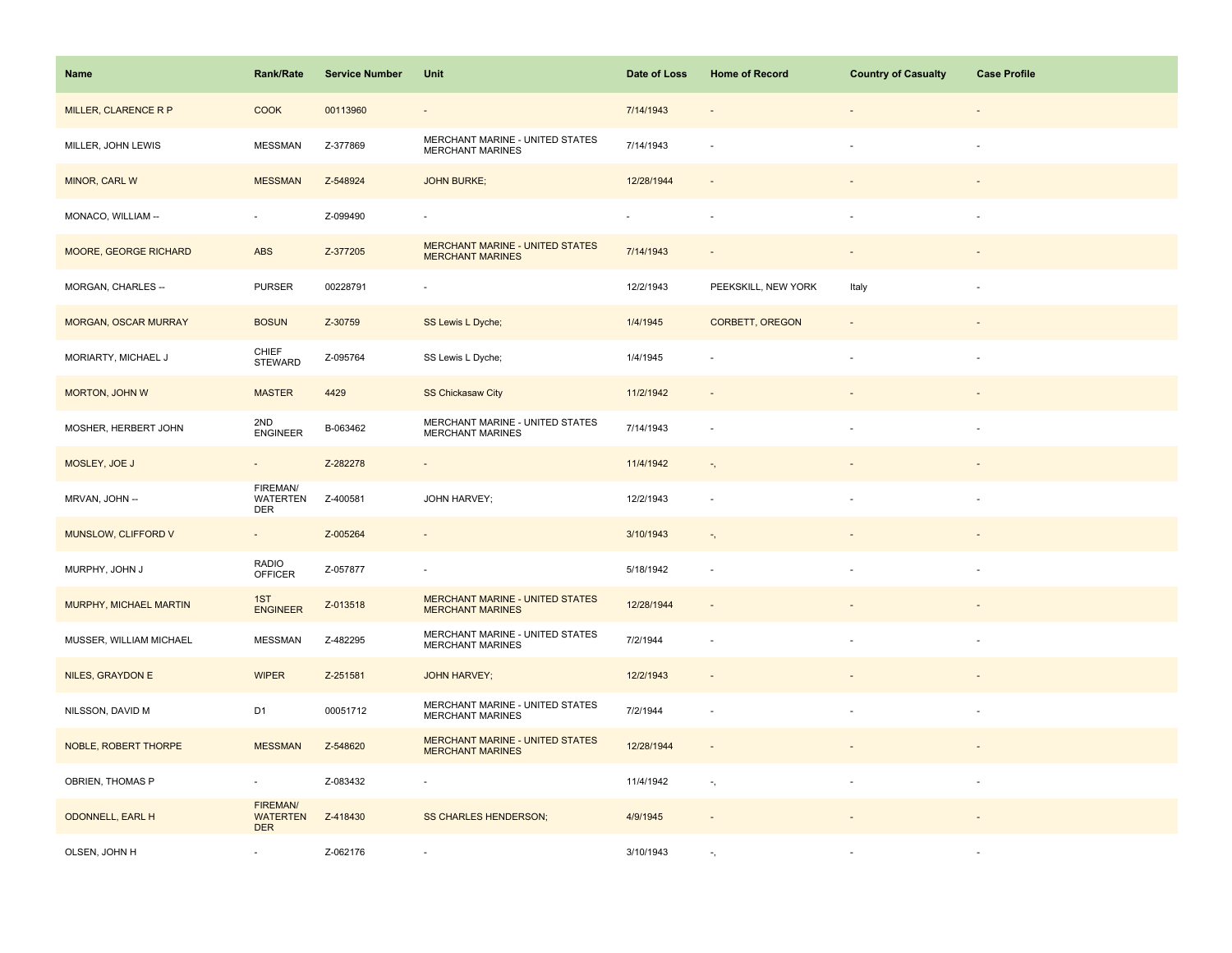| Name | Rank/Rate | Service Number | Unit | Date of Loss | Home of Record | Country of Casualty | Case Profile |
|---|---|---|---|---|---|---|---|
| MILLER, CLARENCE R P | COOK | 00113960 | - | 7/14/1943 | - | - | - |
| MILLER, JOHN LEWIS | MESSMAN | Z-377869 | MERCHANT MARINE - UNITED STATES MERCHANT MARINES | 7/14/1943 | - | - | - |
| MINOR, CARL W | MESSMAN | Z-548924 | JOHN BURKE; | 12/28/1944 | - | - | - |
| MONACO, WILLIAM -- | - | Z-099490 | - | - | - | - | - |
| MOORE, GEORGE RICHARD | ABS | Z-377205 | MERCHANT MARINE - UNITED STATES MERCHANT MARINES | 7/14/1943 | - | - | - |
| MORGAN, CHARLES -- | PURSER | 00228791 | - | 12/2/1943 | PEEKSKILL, NEW YORK | Italy | - |
| MORGAN, OSCAR MURRAY | BOSUN | Z-30759 | SS Lewis L Dyche; | 1/4/1945 | CORBETT, OREGON | - | - |
| MORIARTY, MICHAEL J | CHIEF STEWARD | Z-095764 | SS Lewis L Dyche; | 1/4/1945 | - | - | - |
| MORTON, JOHN W | MASTER | 4429 | SS Chickasaw City | 11/2/1942 | - | - | - |
| MOSHER, HERBERT JOHN | 2ND ENGINEER | B-063462 | MERCHANT MARINE - UNITED STATES MERCHANT MARINES | 7/14/1943 | - | - | - |
| MOSLEY, JOE J | - | Z-282278 | - | 11/4/1942 | -, | - | - |
| MRVAN, JOHN -- | FIREMAN/ WATERTENDER | Z-400581 | JOHN HARVEY; | 12/2/1943 | - | - | - |
| MUNSLOW, CLIFFORD V | - | Z-005264 | - | 3/10/1943 | -, | - | - |
| MURPHY, JOHN J | RADIO OFFICER | Z-057877 | - | 5/18/1942 | - | - | - |
| MURPHY, MICHAEL MARTIN | 1ST ENGINEER | Z-013518 | MERCHANT MARINE - UNITED STATES MERCHANT MARINES | 12/28/1944 | - | - | - |
| MUSSER, WILLIAM MICHAEL | MESSMAN | Z-482295 | MERCHANT MARINE - UNITED STATES MERCHANT MARINES | 7/2/1944 | - | - | - |
| NILES, GRAYDON E | WIPER | Z-251581 | JOHN HARVEY; | 12/2/1943 | - | - | - |
| NILSSON, DAVID M | D1 | 00051712 | MERCHANT MARINE - UNITED STATES MERCHANT MARINES | 7/2/1944 | - | - | - |
| NOBLE, ROBERT THORPE | MESSMAN | Z-548620 | MERCHANT MARINE - UNITED STATES MERCHANT MARINES | 12/28/1944 | - | - | - |
| OBRIEN, THOMAS P | - | Z-083432 | - | 11/4/1942 | -, | - | - |
| ODONNELL, EARL H | FIREMAN/ WATERTENDER | Z-418430 | SS CHARLES HENDERSON; | 4/9/1945 | - | - | - |
| OLSEN, JOHN H | - | Z-062176 | - | 3/10/1943 | -, | - | - |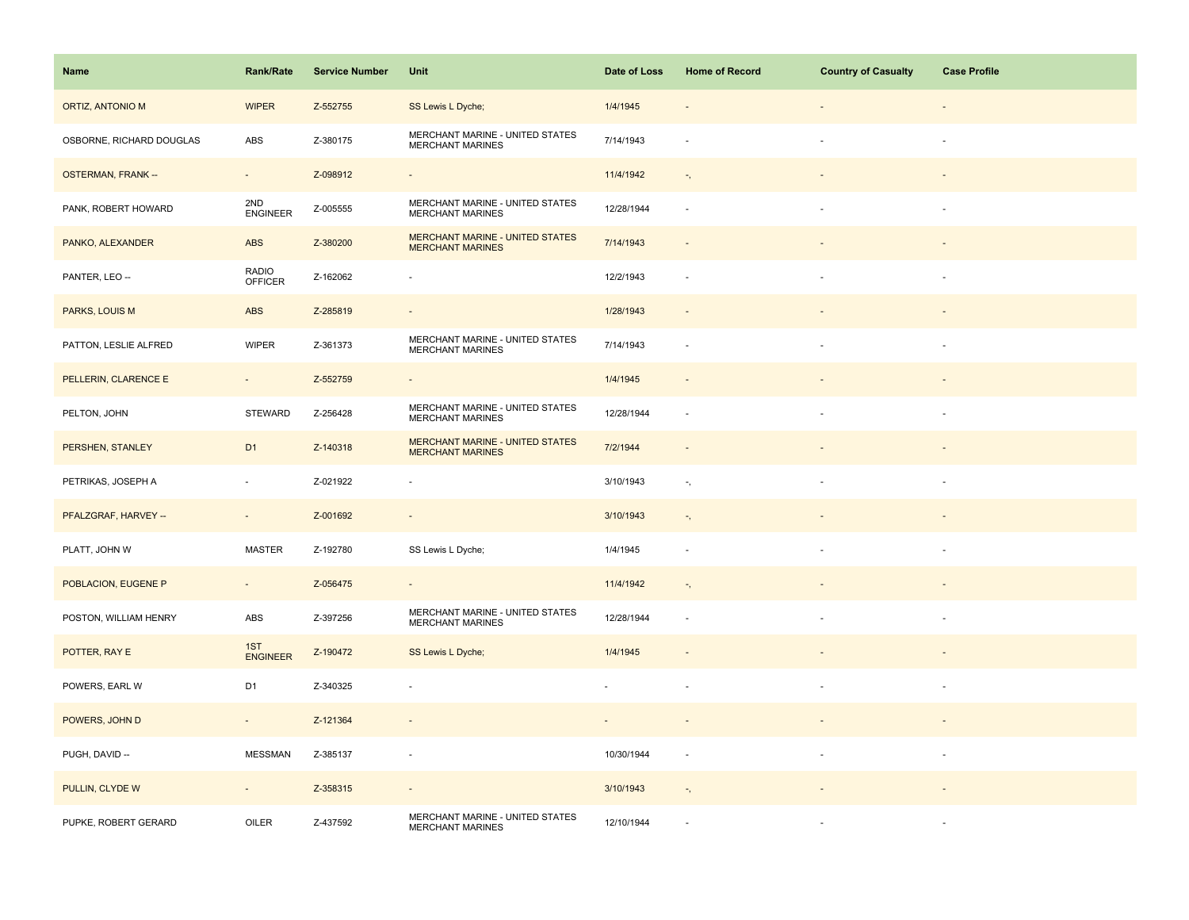| Name | Rank/Rate | Service Number | Unit | Date of Loss | Home of Record | Country of Casualty | Case Profile |
|---|---|---|---|---|---|---|---|
| ORTIZ, ANTONIO M | WIPER | Z-552755 | SS Lewis L Dyche; | 1/4/1945 | - | - | - |
| OSBORNE, RICHARD DOUGLAS | ABS | Z-380175 | MERCHANT MARINE - UNITED STATES MERCHANT MARINES | 7/14/1943 | - | - | - |
| OSTERMAN, FRANK -- | - | Z-098912 | - | 11/4/1942 | -, | - | - |
| PANK, ROBERT HOWARD | 2ND ENGINEER | Z-005555 | MERCHANT MARINE - UNITED STATES MERCHANT MARINES | 12/28/1944 | - | - | - |
| PANKO, ALEXANDER | ABS | Z-380200 | MERCHANT MARINE - UNITED STATES MERCHANT MARINES | 7/14/1943 | - | - | - |
| PANTER, LEO -- | RADIO OFFICER | Z-162062 | - | 12/2/1943 | - | - | - |
| PARKS, LOUIS M | ABS | Z-285819 | - | 1/28/1943 | - | - | - |
| PATTON, LESLIE ALFRED | WIPER | Z-361373 | MERCHANT MARINE - UNITED STATES MERCHANT MARINES | 7/14/1943 | - | - | - |
| PELLERIN, CLARENCE E | - | Z-552759 | - | 1/4/1945 | - | - | - |
| PELTON, JOHN | STEWARD | Z-256428 | MERCHANT MARINE - UNITED STATES MERCHANT MARINES | 12/28/1944 | - | - | - |
| PERSHEN, STANLEY | D1 | Z-140318 | MERCHANT MARINE - UNITED STATES MERCHANT MARINES | 7/2/1944 | - | - | - |
| PETRIKAS, JOSEPH A | - | Z-021922 | - | 3/10/1943 | -, | - | - |
| PFALZGRAF, HARVEY -- | - | Z-001692 | - | 3/10/1943 | -, | - | - |
| PLATT, JOHN W | MASTER | Z-192780 | SS Lewis L Dyche; | 1/4/1945 | - | - | - |
| POBLACION, EUGENE P | - | Z-056475 | - | 11/4/1942 | -, | - | - |
| POSTON, WILLIAM HENRY | ABS | Z-397256 | MERCHANT MARINE - UNITED STATES MERCHANT MARINES | 12/28/1944 | - | - | - |
| POTTER, RAY E | 1ST ENGINEER | Z-190472 | SS Lewis L Dyche; | 1/4/1945 | - | - | - |
| POWERS, EARL W | D1 | Z-340325 | - | - | - | - | - |
| POWERS, JOHN D | - | Z-121364 | - | - | - | - | - |
| PUGH, DAVID -- | MESSMAN | Z-385137 | - | 10/30/1944 | - | - | - |
| PULLIN, CLYDE W | - | Z-358315 | - | 3/10/1943 | -, | - | - |
| PUPKE, ROBERT GERARD | OILER | Z-437592 | MERCHANT MARINE - UNITED STATES MERCHANT MARINES | 12/10/1944 | - | - | - |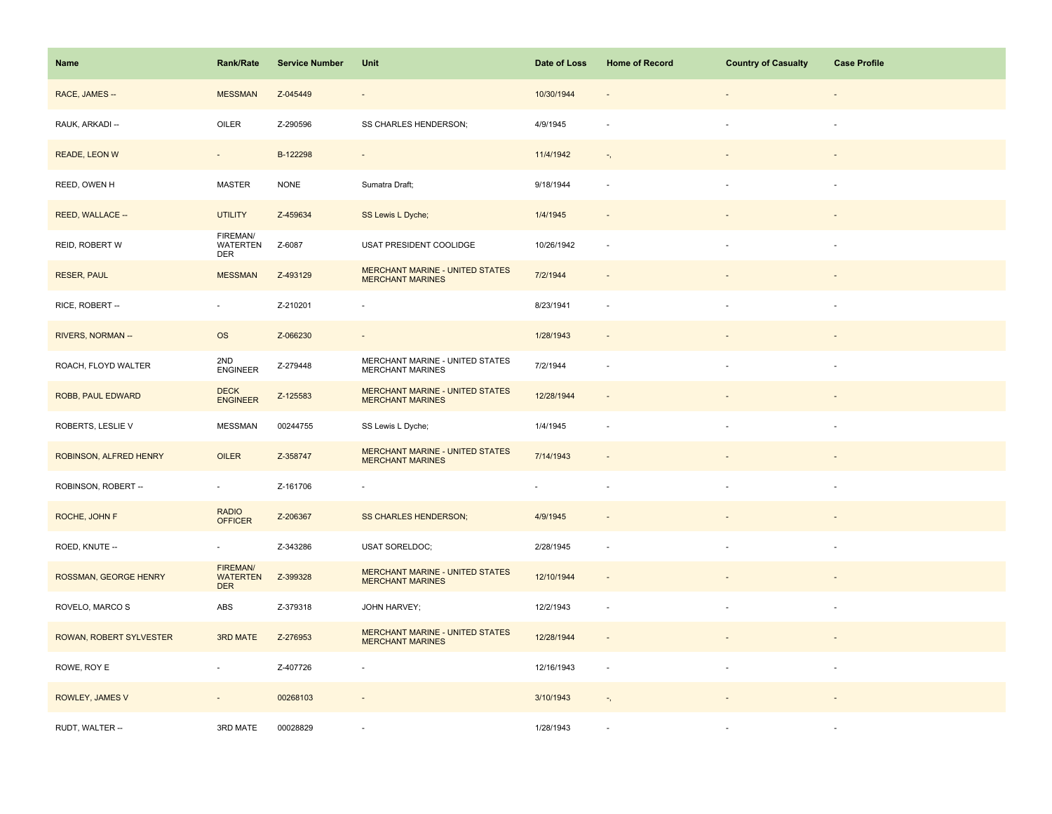| Name | Rank/Rate | Service Number | Unit | Date of Loss | Home of Record | Country of Casualty | Case Profile |
|---|---|---|---|---|---|---|---|
| RACE, JAMES -- | MESSMAN | Z-045449 | - | 10/30/1944 | - | - | - |
| RAUK, ARKADI -- | OILER | Z-290596 | SS CHARLES HENDERSON; | 4/9/1945 | - | - | - |
| READE, LEON W | - | B-122298 | - | 11/4/1942 | -, | - | - |
| REED, OWEN H | MASTER | NONE | Sumatra Draft; | 9/18/1944 | - | - | - |
| REED, WALLACE -- | UTILITY | Z-459634 | SS Lewis L Dyche; | 1/4/1945 | - | - | - |
| REID, ROBERT W | FIREMAN/ WATERTENDER | Z-6087 | USAT PRESIDENT COOLIDGE | 10/26/1942 | - | - | - |
| RESER, PAUL | MESSMAN | Z-493129 | MERCHANT MARINE - UNITED STATES MERCHANT MARINES | 7/2/1944 | - | - | - |
| RICE, ROBERT -- | - | Z-210201 | - | 8/23/1941 | - | - | - |
| RIVERS, NORMAN -- | OS | Z-066230 | - | 1/28/1943 | - | - | - |
| ROACH, FLOYD WALTER | 2ND ENGINEER | Z-279448 | MERCHANT MARINE - UNITED STATES MERCHANT MARINES | 7/2/1944 | - | - | - |
| ROBB, PAUL EDWARD | DECK ENGINEER | Z-125583 | MERCHANT MARINE - UNITED STATES MERCHANT MARINES | 12/28/1944 | - | - | - |
| ROBERTS, LESLIE V | MESSMAN | 00244755 | SS Lewis L Dyche; | 1/4/1945 | - | - | - |
| ROBINSON, ALFRED HENRY | OILER | Z-358747 | MERCHANT MARINE - UNITED STATES MERCHANT MARINES | 7/14/1943 | - | - | - |
| ROBINSON, ROBERT -- | - | Z-161706 | - | - | - | - | - |
| ROCHE, JOHN F | RADIO OFFICER | Z-206367 | SS CHARLES HENDERSON; | 4/9/1945 | - | - | - |
| ROED, KNUTE -- | - | Z-343286 | USAT SORELDOC; | 2/28/1945 | - | - | - |
| ROSSMAN, GEORGE HENRY | FIREMAN/ WATERTENDER | Z-399328 | MERCHANT MARINE - UNITED STATES MERCHANT MARINES | 12/10/1944 | - | - | - |
| ROVELO, MARCO S | ABS | Z-379318 | JOHN HARVEY; | 12/2/1943 | - | - | - |
| ROWAN, ROBERT SYLVESTER | 3RD MATE | Z-276953 | MERCHANT MARINE - UNITED STATES MERCHANT MARINES | 12/28/1944 | - | - | - |
| ROWE, ROY E | - | Z-407726 | - | 12/16/1943 | - | - | - |
| ROWLEY, JAMES V | - | 00268103 | - | 3/10/1943 | -, | - | - |
| RUDT, WALTER -- | 3RD MATE | 00028829 | - | 1/28/1943 | - | - | - |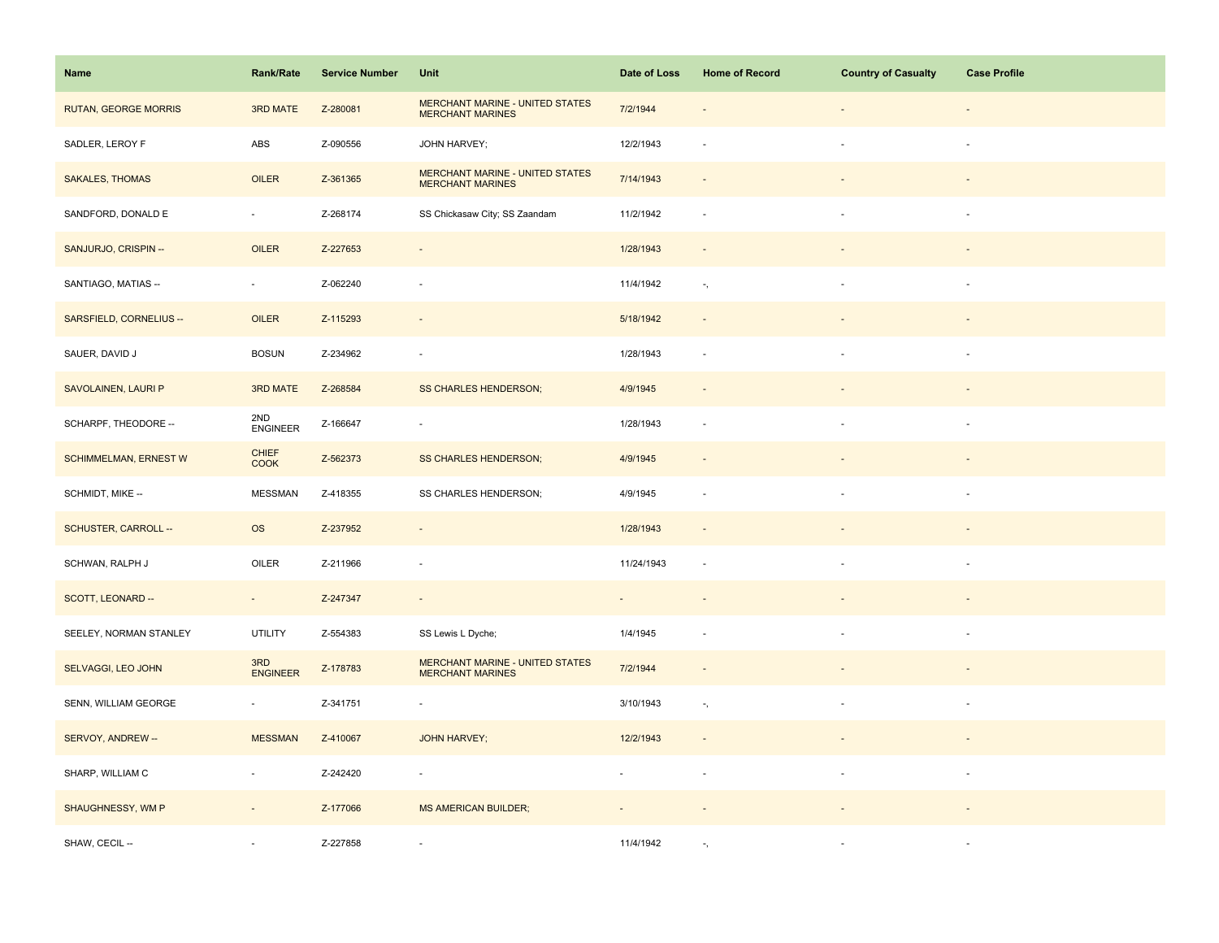| Name | Rank/Rate | Service Number | Unit | Date of Loss | Home of Record | Country of Casualty | Case Profile |
|---|---|---|---|---|---|---|---|
| RUTAN, GEORGE MORRIS | 3RD MATE | Z-280081 | MERCHANT MARINE - UNITED STATES MERCHANT MARINES | 7/2/1944 | - | - | - |
| SADLER, LEROY F | ABS | Z-090556 | JOHN HARVEY; | 12/2/1943 | - | - | - |
| SAKALES, THOMAS | OILER | Z-361365 | MERCHANT MARINE - UNITED STATES MERCHANT MARINES | 7/14/1943 | - | - | - |
| SANDFORD, DONALD E | - | Z-268174 | SS Chickasaw City; SS Zaandam | 11/2/1942 | - | - | - |
| SANJURJO, CRISPIN -- | OILER | Z-227653 | - | 1/28/1943 | - | - | - |
| SANTIAGO, MATIAS -- | - | Z-062240 | - | 11/4/1942 | -, | - | - |
| SARSFIELD, CORNELIUS -- | OILER | Z-115293 | - | 5/18/1942 | - | - | - |
| SAUER, DAVID J | BOSUN | Z-234962 | - | 1/28/1943 | - | - | - |
| SAVOLAINEN, LAURI P | 3RD MATE | Z-268584 | SS CHARLES HENDERSON; | 4/9/1945 | - | - | - |
| SCHARPF, THEODORE -- | 2ND ENGINEER | Z-166647 | - | 1/28/1943 | - | - | - |
| SCHIMMELMAN, ERNEST W | CHIEF COOK | Z-562373 | SS CHARLES HENDERSON; | 4/9/1945 | - | - | - |
| SCHMIDT, MIKE -- | MESSMAN | Z-418355 | SS CHARLES HENDERSON; | 4/9/1945 | - | - | - |
| SCHUSTER, CARROLL -- | OS | Z-237952 | - | 1/28/1943 | - | - | - |
| SCHWAN, RALPH J | OILER | Z-211966 | - | 11/24/1943 | - | - | - |
| SCOTT, LEONARD -- | - | Z-247347 | - | - | - | - | - |
| SEELEY, NORMAN STANLEY | UTILITY | Z-554383 | SS Lewis L Dyche; | 1/4/1945 | - | - | - |
| SELVAGGI, LEO JOHN | 3RD ENGINEER | Z-178783 | MERCHANT MARINE - UNITED STATES MERCHANT MARINES | 7/2/1944 | - | - | - |
| SENN, WILLIAM GEORGE | - | Z-341751 | - | 3/10/1943 | -, | - | - |
| SERVOY, ANDREW -- | MESSMAN | Z-410067 | JOHN HARVEY; | 12/2/1943 | - | - | - |
| SHARP, WILLIAM C | - | Z-242420 | - | - | - | - | - |
| SHAUGHNESSY, WM P | - | Z-177066 | MS AMERICAN BUILDER; | - | - | - | - |
| SHAW, CECIL -- | - | Z-227858 | - | 11/4/1942 | -, | - | - |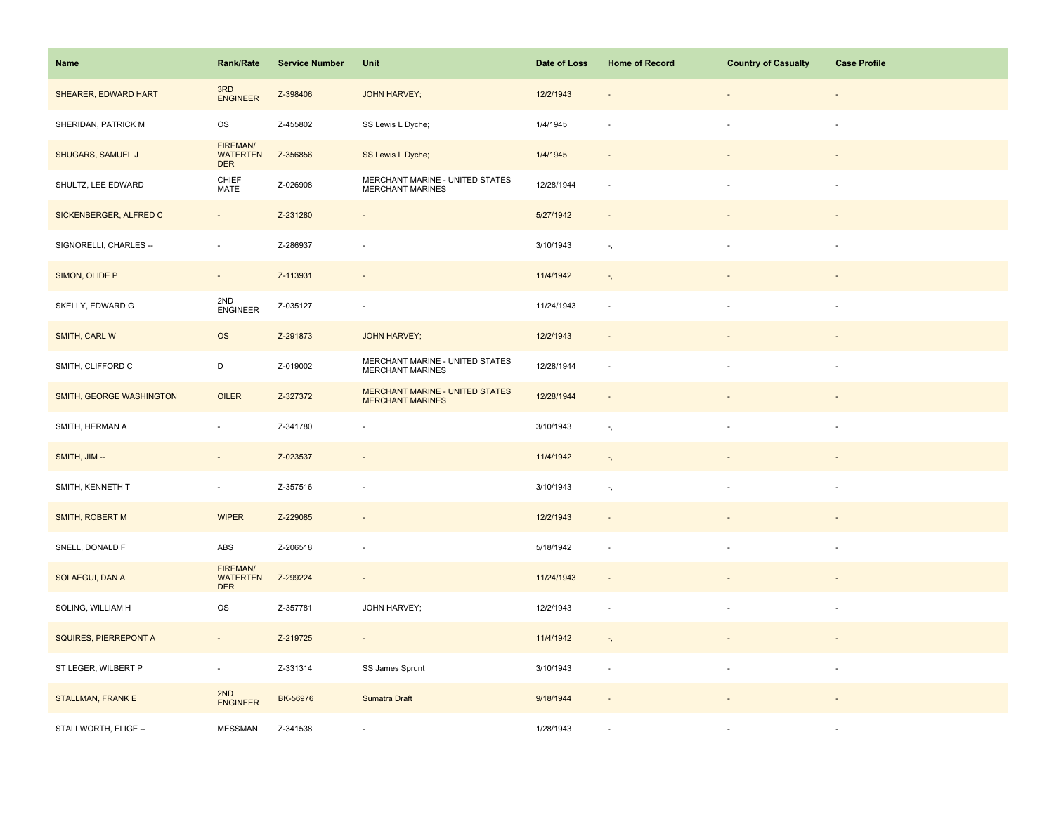| Name | Rank/Rate | Service Number | Unit | Date of Loss | Home of Record | Country of Casualty | Case Profile |
|---|---|---|---|---|---|---|---|
| SHEARER, EDWARD HART | 3RD ENGINEER | Z-398406 | JOHN HARVEY; | 12/2/1943 | - | - | - |
| SHERIDAN, PATRICK M | OS | Z-455802 | SS Lewis L Dyche; | 1/4/1945 | - | - | - |
| SHUGARS, SAMUEL J | FIREMAN/ WATERTEN DER | Z-356856 | SS Lewis L Dyche; | 1/4/1945 | - | - | - |
| SHULTZ, LEE EDWARD | CHIEF MATE | Z-026908 | MERCHANT MARINE - UNITED STATES MERCHANT MARINES | 12/28/1944 | - | - | - |
| SICKENBERGER, ALFRED C | - | Z-231280 | - | 5/27/1942 | - | - | - |
| SIGNORELLI, CHARLES -- | - | Z-286937 | - | 3/10/1943 | -, | - | - |
| SIMON, OLIDE P | - | Z-113931 | - | 11/4/1942 | -, | - | - |
| SKELLY, EDWARD G | 2ND ENGINEER | Z-035127 | - | 11/24/1943 | - | - | - |
| SMITH, CARL W | OS | Z-291873 | JOHN HARVEY; | 12/2/1943 | - | - | - |
| SMITH, CLIFFORD C | D | Z-019002 | MERCHANT MARINE - UNITED STATES MERCHANT MARINES | 12/28/1944 | - | - | - |
| SMITH, GEORGE WASHINGTON | OILER | Z-327372 | MERCHANT MARINE - UNITED STATES MERCHANT MARINES | 12/28/1944 | - | - | - |
| SMITH, HERMAN A | - | Z-341780 | - | 3/10/1943 | -, | - | - |
| SMITH, JIM -- | - | Z-023537 | - | 11/4/1942 | -, | - | - |
| SMITH, KENNETH T | - | Z-357516 | - | 3/10/1943 | -, | - | - |
| SMITH, ROBERT M | WIPER | Z-229085 | - | 12/2/1943 | - | - | - |
| SNELL, DONALD F | ABS | Z-206518 | - | 5/18/1942 | - | - | - |
| SOLAEGUI, DAN A | FIREMAN/ WATERTEN DER | Z-299224 | - | 11/24/1943 | - | - | - |
| SOLING, WILLIAM H | OS | Z-357781 | JOHN HARVEY; | 12/2/1943 | - | - | - |
| SQUIRES, PIERREPONT A | - | Z-219725 | - | 11/4/1942 | -, | - | - |
| ST LEGER, WILBERT P | - | Z-331314 | SS James Sprunt | 3/10/1943 | - | - | - |
| STALLMAN, FRANK E | 2ND ENGINEER | BK-56976 | Sumatra Draft | 9/18/1944 | - | - | - |
| STALLWORTH, ELIGE -- | MESSMAN | Z-341538 | - | 1/28/1943 | - | - | - |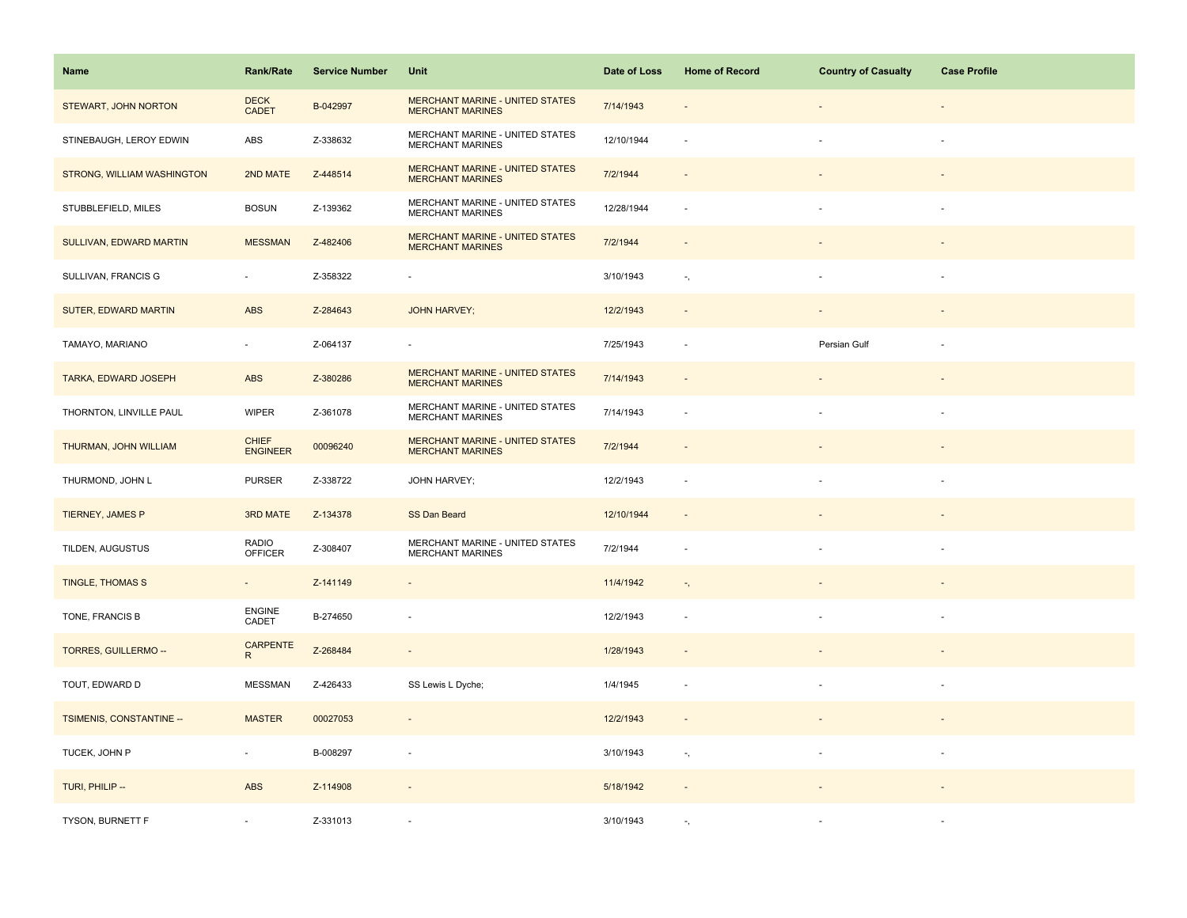| Name | Rank/Rate | Service Number | Unit | Date of Loss | Home of Record | Country of Casualty | Case Profile |
|---|---|---|---|---|---|---|---|
| STEWART, JOHN NORTON | DECK CADET | B-042997 | MERCHANT MARINE - UNITED STATES MERCHANT MARINES | 7/14/1943 | - | - | - |
| STINEBAUGH, LEROY EDWIN | ABS | Z-338632 | MERCHANT MARINE - UNITED STATES MERCHANT MARINES | 12/10/1944 | - | - | - |
| STRONG, WILLIAM WASHINGTON | 2ND MATE | Z-448514 | MERCHANT MARINE - UNITED STATES MERCHANT MARINES | 7/2/1944 | - | - | - |
| STUBBLEFIELD, MILES | BOSUN | Z-139362 | MERCHANT MARINE - UNITED STATES MERCHANT MARINES | 12/28/1944 | - | - | - |
| SULLIVAN, EDWARD MARTIN | MESSMAN | Z-482406 | MERCHANT MARINE - UNITED STATES MERCHANT MARINES | 7/2/1944 | - | - | - |
| SULLIVAN, FRANCIS G | - | Z-358322 | - | 3/10/1943 | -, | - | - |
| SUTER, EDWARD MARTIN | ABS | Z-284643 | JOHN HARVEY; | 12/2/1943 | - | - | - |
| TAMAYO, MARIANO | - | Z-064137 | - | 7/25/1943 | - | Persian Gulf | - |
| TARKA, EDWARD JOSEPH | ABS | Z-380286 | MERCHANT MARINE - UNITED STATES MERCHANT MARINES | 7/14/1943 | - | - | - |
| THORNTON, LINVILLE PAUL | WIPER | Z-361078 | MERCHANT MARINE - UNITED STATES MERCHANT MARINES | 7/14/1943 | - | - | - |
| THURMAN, JOHN WILLIAM | CHIEF ENGINEER | 00096240 | MERCHANT MARINE - UNITED STATES MERCHANT MARINES | 7/2/1944 | - | - | - |
| THURMOND, JOHN L | PURSER | Z-338722 | JOHN HARVEY; | 12/2/1943 | - | - | - |
| TIERNEY, JAMES P | 3RD MATE | Z-134378 | SS Dan Beard | 12/10/1944 | - | - | - |
| TILDEN, AUGUSTUS | RADIO OFFICER | Z-308407 | MERCHANT MARINE - UNITED STATES MERCHANT MARINES | 7/2/1944 | - | - | - |
| TINGLE, THOMAS S | - | Z-141149 | - | 11/4/1942 | -, | - | - |
| TONE, FRANCIS B | ENGINE CADET | B-274650 | - | 12/2/1943 | - | - | - |
| TORRES, GUILLERMO -- | CARPENTER | Z-268484 | - | 1/28/1943 | - | - | - |
| TOUT, EDWARD D | MESSMAN | Z-426433 | SS Lewis L Dyche; | 1/4/1945 | - | - | - |
| TSIMENIS, CONSTANTINE -- | MASTER | 00027053 | - | 12/2/1943 | - | - | - |
| TUCEK, JOHN P | - | B-008297 | - | 3/10/1943 | -, | - | - |
| TURI, PHILIP -- | ABS | Z-114908 | - | 5/18/1942 | - | - | - |
| TYSON, BURNETT F | - | Z-331013 | - | 3/10/1943 | -, | - | - |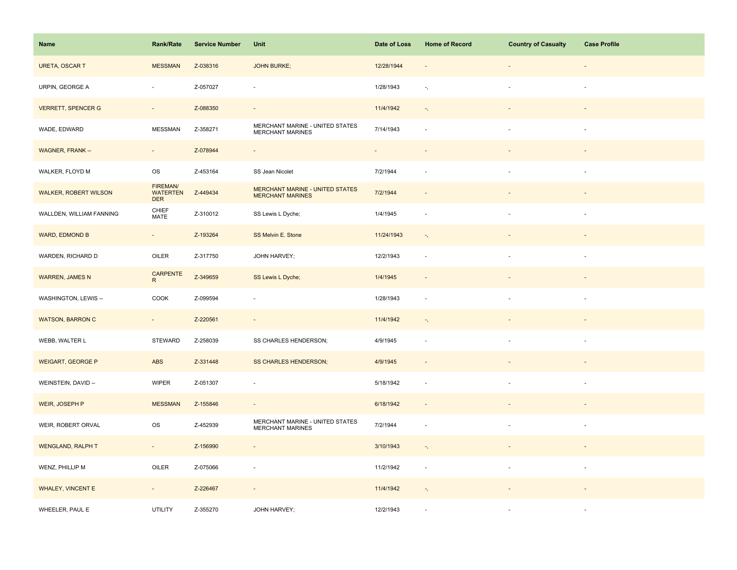| Name | Rank/Rate | Service Number | Unit | Date of Loss | Home of Record | Country of Casualty | Case Profile |
|---|---|---|---|---|---|---|---|
| URETA, OSCAR T | MESSMAN | Z-038316 | JOHN BURKE; | 12/28/1944 | - | - | - |
| URPIN, GEORGE A | - | Z-057027 | - | 1/28/1943 | -, | - | - |
| VERRETT, SPENCER G | - | Z-088350 | - | 11/4/1942 | -, | - | - |
| WADE, EDWARD | MESSMAN | Z-358271 | MERCHANT MARINE - UNITED STATES MERCHANT MARINES | 7/14/1943 | - | - | - |
| WAGNER, FRANK -- | - | Z-078944 | - | - | - | - | - |
| WALKER, FLOYD M | OS | Z-453164 | SS Jean Nicolet | 7/2/1944 | - | - | - |
| WALKER, ROBERT WILSON | FIREMAN/ WATERTENDER | Z-449434 | MERCHANT MARINE - UNITED STATES MERCHANT MARINES | 7/2/1944 | - | - | - |
| WALLDEN, WILLIAM FANNING | CHIEF MATE | Z-310012 | SS Lewis L Dyche; | 1/4/1945 | - | - | - |
| WARD, EDMOND B | - | Z-193264 | SS Melvin E. Stone | 11/24/1943 | -, | - | - |
| WARDEN, RICHARD D | OILER | Z-317750 | JOHN HARVEY; | 12/2/1943 | - | - | - |
| WARREN, JAMES N | CARPENTER | Z-349659 | SS Lewis L Dyche; | 1/4/1945 | - | - | - |
| WASHINGTON, LEWIS -- | COOK | Z-099594 | - | 1/28/1943 | - | - | - |
| WATSON, BARRON C | - | Z-220561 | - | 11/4/1942 | -, | - | - |
| WEBB, WALTER L | STEWARD | Z-258039 | SS CHARLES HENDERSON; | 4/9/1945 | - | - | - |
| WEIGART, GEORGE P | ABS | Z-331448 | SS CHARLES HENDERSON; | 4/9/1945 | - | - | - |
| WEINSTEIN, DAVID -- | WIPER | Z-051307 | - | 5/18/1942 | - | - | - |
| WEIR, JOSEPH P | MESSMAN | Z-155846 | - | 6/18/1942 | - | - | - |
| WEIR, ROBERT ORVAL | OS | Z-452939 | MERCHANT MARINE - UNITED STATES MERCHANT MARINES | 7/2/1944 | - | - | - |
| WENGLAND, RALPH T | - | Z-156990 | - | 3/10/1943 | -, | - | - |
| WENZ, PHILLIP M | OILER | Z-075066 | - | 11/2/1942 | - | - | - |
| WHALEY, VINCENT E | - | Z-226467 | - | 11/4/1942 | -, | - | - |
| WHEELER, PAUL E | UTILITY | Z-355270 | JOHN HARVEY; | 12/2/1943 | - | - | - |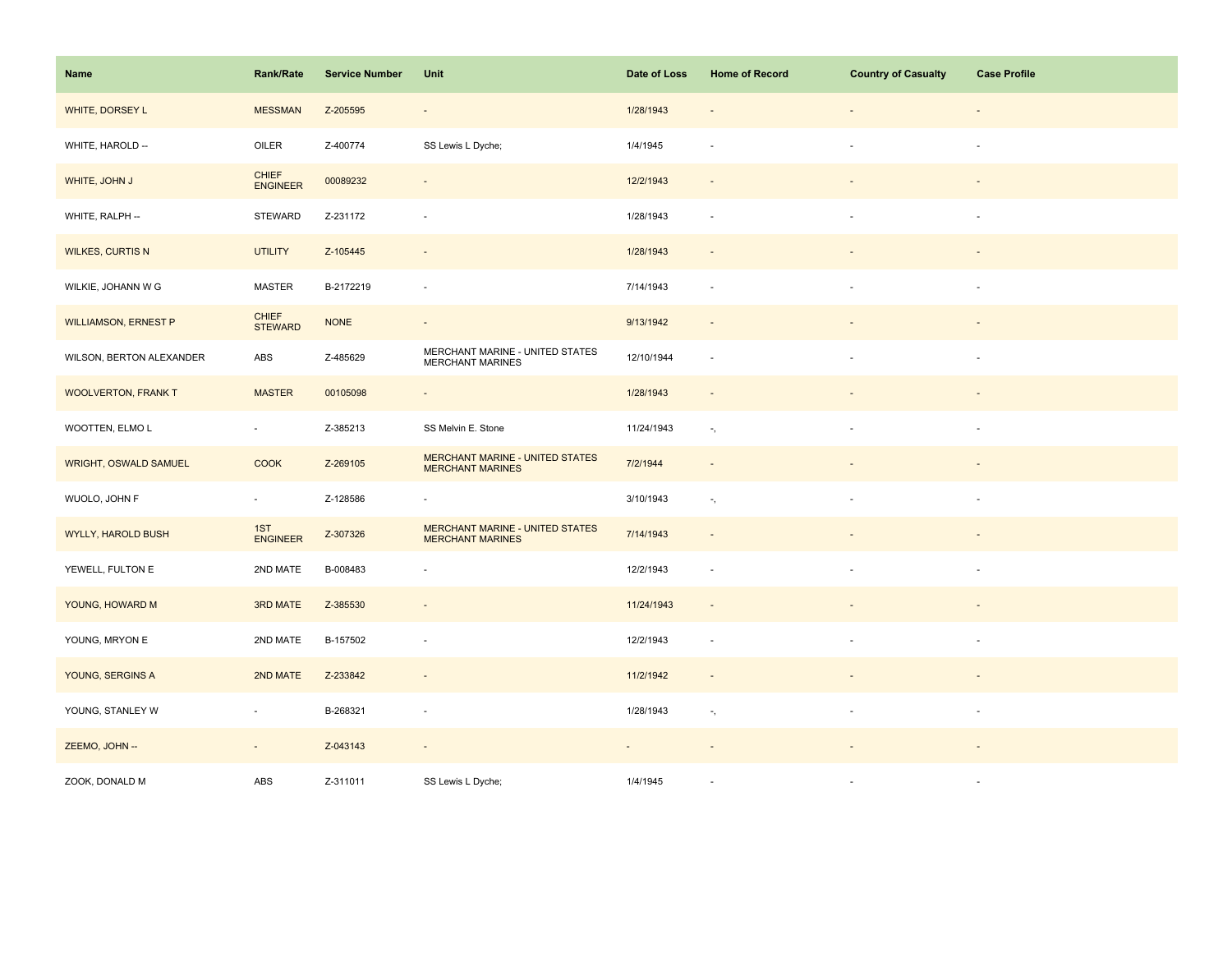| Name | Rank/Rate | Service Number | Unit | Date of Loss | Home of Record | Country of Casualty | Case Profile |
|---|---|---|---|---|---|---|---|
| WHITE, DORSEY L | MESSMAN | Z-205595 | - | 1/28/1943 | - | - | - |
| WHITE, HAROLD -- | OILER | Z-400774 | SS Lewis L Dyche; | 1/4/1945 | - | - | - |
| WHITE, JOHN J | CHIEF ENGINEER | 00089232 | - | 12/2/1943 | - | - | - |
| WHITE, RALPH -- | STEWARD | Z-231172 | - | 1/28/1943 | - | - | - |
| WILKES, CURTIS N | UTILITY | Z-105445 | - | 1/28/1943 | - | - | - |
| WILKIE, JOHANN W G | MASTER | B-2172219 | - | 7/14/1943 | - | - | - |
| WILLIAMSON, ERNEST P | CHIEF STEWARD | NONE | - | 9/13/1942 | - | - | - |
| WILSON, BERTON ALEXANDER | ABS | Z-485629 | MERCHANT MARINE - UNITED STATES MERCHANT MARINES | 12/10/1944 | - | - | - |
| WOOLVERTON, FRANK T | MASTER | 00105098 | - | 1/28/1943 | - | - | - |
| WOOTTEN, ELMO L | - | Z-385213 | SS Melvin E. Stone | 11/24/1943 | -, | - | - |
| WRIGHT, OSWALD SAMUEL | COOK | Z-269105 | MERCHANT MARINE - UNITED STATES MERCHANT MARINES | 7/2/1944 | - | - | - |
| WUOLO, JOHN F | - | Z-128586 | - | 3/10/1943 | -, | - | - |
| WYLLY, HAROLD BUSH | 1ST ENGINEER | Z-307326 | MERCHANT MARINE - UNITED STATES MERCHANT MARINES | 7/14/1943 | - | - | - |
| YEWELL, FULTON E | 2ND MATE | B-008483 | - | 12/2/1943 | - | - | - |
| YOUNG, HOWARD M | 3RD MATE | Z-385530 | - | 11/24/1943 | - | - | - |
| YOUNG, MRYON E | 2ND MATE | B-157502 | - | 12/2/1943 | - | - | - |
| YOUNG, SERGINS A | 2ND MATE | Z-233842 | - | 11/2/1942 | - | - | - |
| YOUNG, STANLEY W | - | B-268321 | - | 1/28/1943 | -, | - | - |
| ZEEMO, JOHN -- | - | Z-043143 | - | - | - | - | - |
| ZOOK, DONALD M | ABS | Z-311011 | SS Lewis L Dyche; | 1/4/1945 | - | - | - |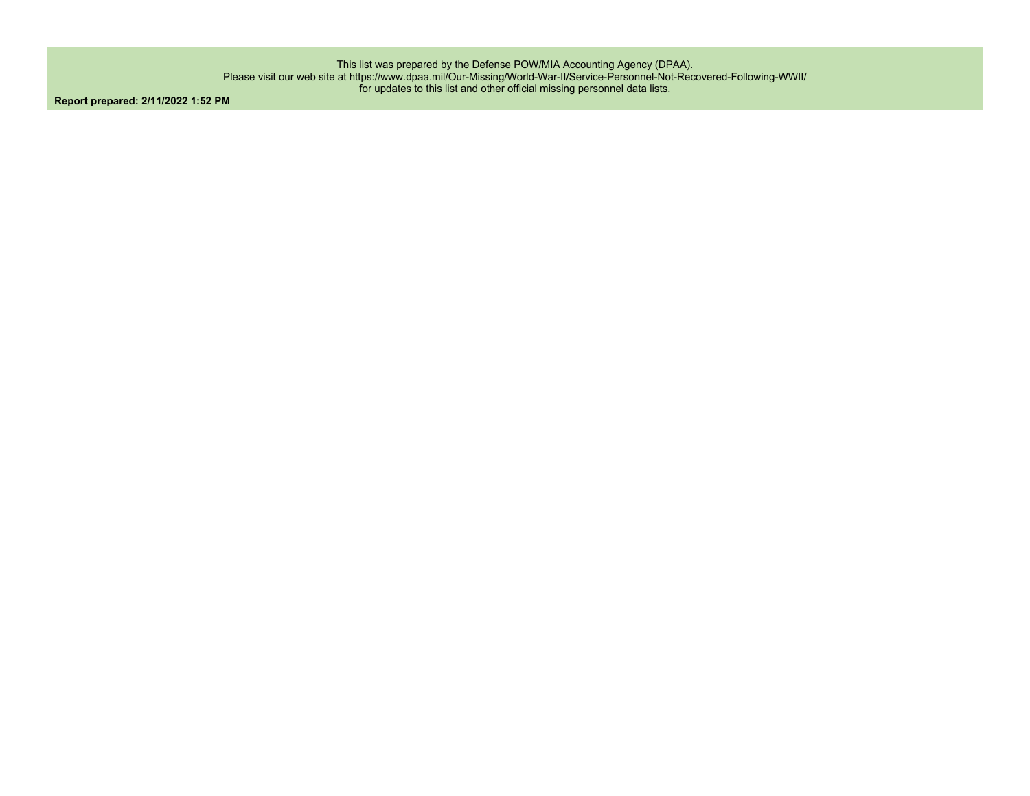This list was prepared by the Defense POW/MIA Accounting Agency (DPAA).
Please visit our web site at https://www.dpaa.mil/Our-Missing/World-War-II/Service-Personnel-Not-Recovered-Following-WWII/
for updates to this list and other official missing personnel data lists.

**Report prepared: 2/11/2022 1:52 PM**